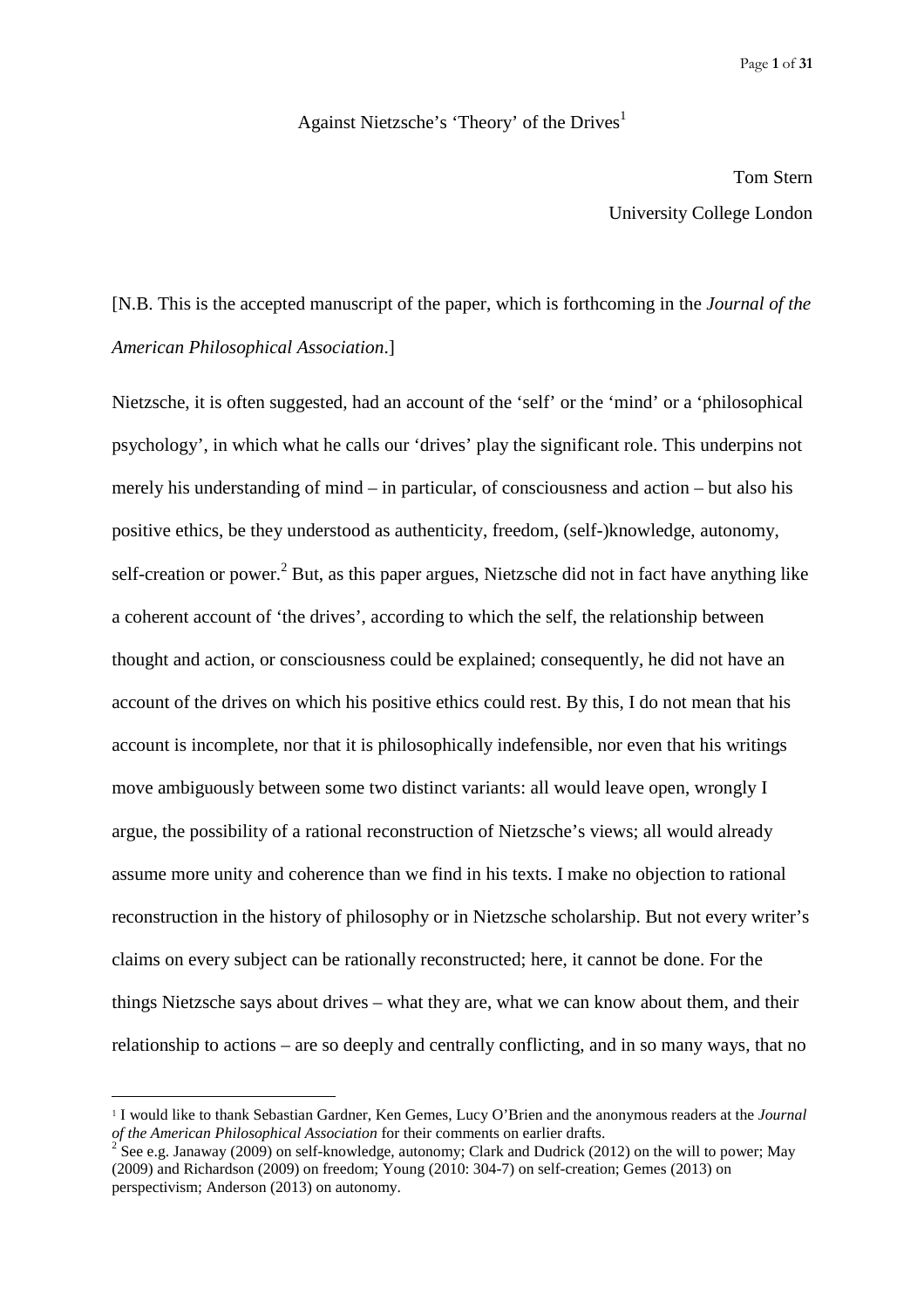# Against Nietzsche's 'Theory' of the Drives[1]

Tom Stern

University College London

[N.B. This is the accepted manuscript of the paper, which is forthcoming in the *Journal of the American Philosophical Association*.]

Nietzsche, it is often suggested, had an account of the 'self' or the 'mind' or a 'philosophical psychology', in which what he calls our 'drives' play the significant role. This underpins not merely his understanding of mind – in particular, of consciousness and action – but also his positive ethics, be they understood as authenticity, freedom, (self-)knowledge, autonomy, self-creation or power.[2] But, as this paper argues, Nietzsche did not in fact have anything like a coherent account of 'the drives', according to which the self, the relationship between thought and action, or consciousness could be explained; consequently, he did not have an account of the drives on which his positive ethics could rest. By this, I do not mean that his account is incomplete, nor that it is philosophically indefensible, nor even that his writings move ambiguously between some two distinct variants: all would leave open, wrongly I argue, the possibility of a rational reconstruction of Nietzsche's views; all would already assume more unity and coherence than we find in his texts. I make no objection to rational reconstruction in the history of philosophy or in Nietzsche scholarship. But not every writer's claims on every subject can be rationally reconstructed; here, it cannot be done. For the things Nietzsche says about drives – what they are, what we can know about them, and their relationship to actions – are so deeply and centrally conflicting, and in so many ways, that no

---

[1] I would like to thank Sebastian Gardner, Ken Gemes, Lucy O'Brien and the anonymous readers at the *Journal of the American Philosophical Association* for their comments on earlier drafts.

[2] See e.g. Janaway (2009) on self-knowledge, autonomy; Clark and Dudrick (2012) on the will to power; May (2009) and Richardson (2009) on freedom; Young (2010: 304-7) on self-creation; Gemes (2013) on perspectivism; Anderson (2013) on autonomy.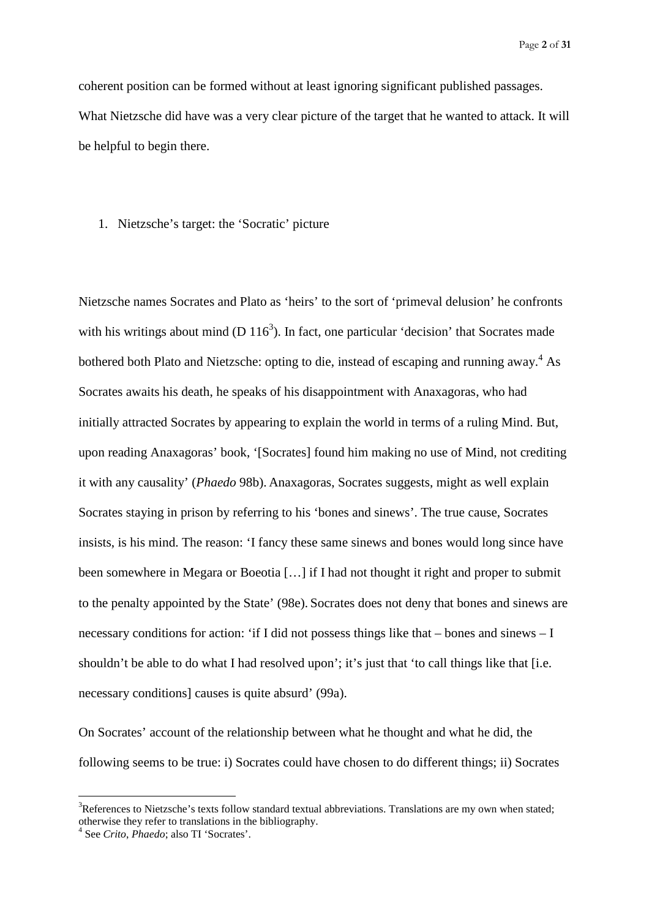coherent position can be formed without at least ignoring significant published passages. What Nietzsche did have was a very clear picture of the target that he wanted to attack. It will be helpful to begin there.

## 1. Nietzsche's target: the 'Socratic' picture

Nietzsche names Socrates and Plato as 'heirs' to the sort of 'primeval delusion' he confronts with his writings about mind (D 116[3]). In fact, one particular 'decision' that Socrates made bothered both Plato and Nietzsche: opting to die, instead of escaping and running away.[4] As Socrates awaits his death, he speaks of his disappointment with Anaxagoras, who had initially attracted Socrates by appearing to explain the world in terms of a ruling Mind. But, upon reading Anaxagoras' book, '[Socrates] found him making no use of Mind, not crediting it with any causality' (*Phaedo* 98b). Anaxagoras, Socrates suggests, might as well explain Socrates staying in prison by referring to his 'bones and sinews'. The true cause, Socrates insists, is his mind. The reason: 'I fancy these same sinews and bones would long since have been somewhere in Megara or Boeotia […] if I had not thought it right and proper to submit to the penalty appointed by the State' (98e). Socrates does not deny that bones and sinews are necessary conditions for action: 'if I did not possess things like that – bones and sinews – I shouldn't be able to do what I had resolved upon'; it's just that 'to call things like that [i.e. necessary conditions] causes is quite absurd' (99a).

On Socrates' account of the relationship between what he thought and what he did, the following seems to be true: i) Socrates could have chosen to do different things; ii) Socrates

---

[3] References to Nietzsche's texts follow standard textual abbreviations. Translations are my own when stated; otherwise they refer to translations in the bibliography.

[4] See *Crito*, *Phaedo*; also TI 'Socrates'.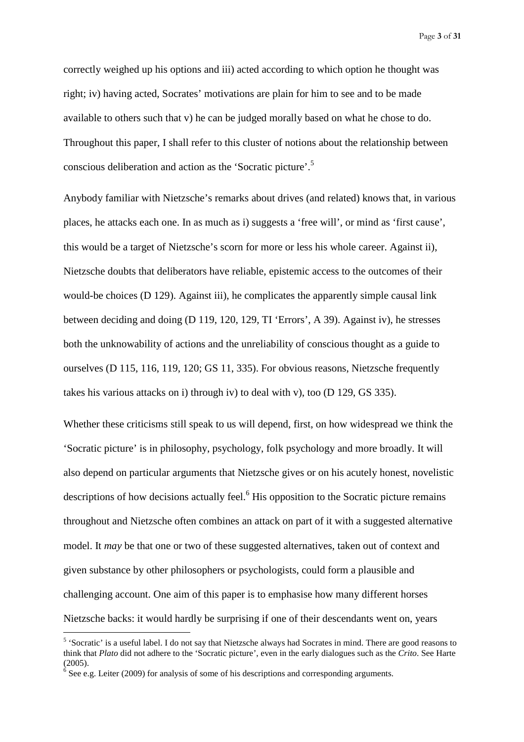correctly weighed up his options and iii) acted according to which option he thought was right; iv) having acted, Socrates' motivations are plain for him to see and to be made available to others such that v) he can be judged morally based on what he chose to do. Throughout this paper, I shall refer to this cluster of notions about the relationship between conscious deliberation and action as the 'Socratic picture'.[5]

Anybody familiar with Nietzsche's remarks about drives (and related) knows that, in various places, he attacks each one. In as much as i) suggests a 'free will', or mind as 'first cause', this would be a target of Nietzsche's scorn for more or less his whole career. Against ii), Nietzsche doubts that deliberators have reliable, epistemic access to the outcomes of their would-be choices (D 129). Against iii), he complicates the apparently simple causal link between deciding and doing (D 119, 120, 129, TI 'Errors', A 39). Against iv), he stresses both the unknowability of actions and the unreliability of conscious thought as a guide to ourselves (D 115, 116, 119, 120; GS 11, 335). For obvious reasons, Nietzsche frequently takes his various attacks on i) through iv) to deal with v), too (D 129, GS 335).

Whether these criticisms still speak to us will depend, first, on how widespread we think the 'Socratic picture' is in philosophy, psychology, folk psychology and more broadly. It will also depend on particular arguments that Nietzsche gives or on his acutely honest, novelistic descriptions of how decisions actually feel.[6] His opposition to the Socratic picture remains throughout and Nietzsche often combines an attack on part of it with a suggested alternative model. It *may* be that one or two of these suggested alternatives, taken out of context and given substance by other philosophers or psychologists, could form a plausible and challenging account. One aim of this paper is to emphasise how many different horses Nietzsche backs: it would hardly be surprising if one of their descendants went on, years

[5] 'Socratic' is a useful label. I do not say that Nietzsche always had Socrates in mind. There are good reasons to think that *Plato* did not adhere to the 'Socratic picture', even in the early dialogues such as the *Crito*. See Harte (2005).

[6] See e.g. Leiter (2009) for analysis of some of his descriptions and corresponding arguments.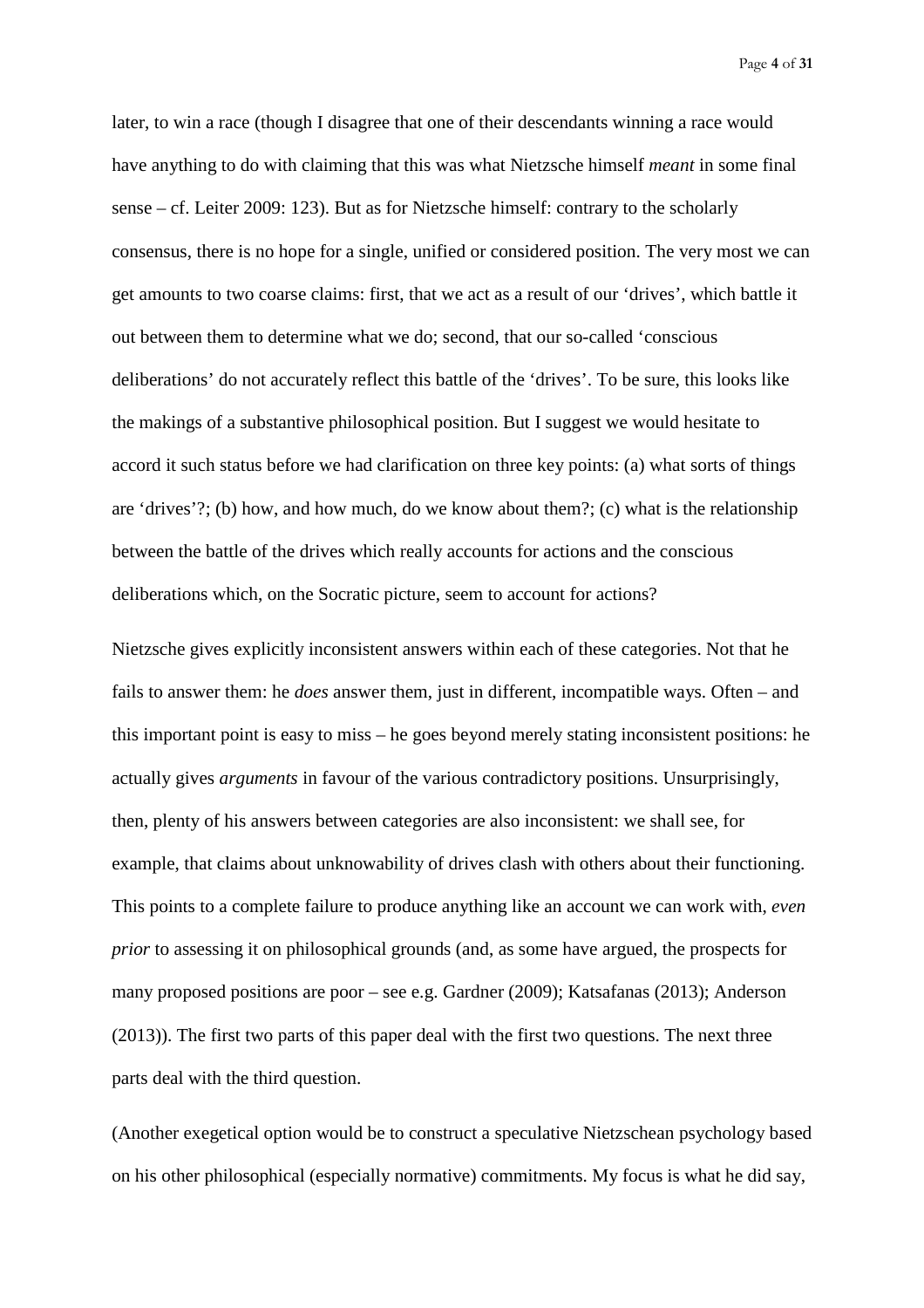later, to win a race (though I disagree that one of their descendants winning a race would have anything to do with claiming that this was what Nietzsche himself *meant* in some final sense – cf. Leiter 2009: 123). But as for Nietzsche himself: contrary to the scholarly consensus, there is no hope for a single, unified or considered position. The very most we can get amounts to two coarse claims: first, that we act as a result of our 'drives', which battle it out between them to determine what we do; second, that our so-called 'conscious deliberations' do not accurately reflect this battle of the 'drives'. To be sure, this looks like the makings of a substantive philosophical position. But I suggest we would hesitate to accord it such status before we had clarification on three key points: (a) what sorts of things are 'drives'?; (b) how, and how much, do we know about them?; (c) what is the relationship between the battle of the drives which really accounts for actions and the conscious deliberations which, on the Socratic picture, seem to account for actions?

Nietzsche gives explicitly inconsistent answers within each of these categories. Not that he fails to answer them: he *does* answer them, just in different, incompatible ways. Often – and this important point is easy to miss – he goes beyond merely stating inconsistent positions: he actually gives *arguments* in favour of the various contradictory positions. Unsurprisingly, then, plenty of his answers between categories are also inconsistent: we shall see, for example, that claims about unknowability of drives clash with others about their functioning. This points to a complete failure to produce anything like an account we can work with, *even prior* to assessing it on philosophical grounds (and, as some have argued, the prospects for many proposed positions are poor – see e.g. Gardner (2009); Katsafanas (2013); Anderson (2013)). The first two parts of this paper deal with the first two questions. The next three parts deal with the third question.

(Another exegetical option would be to construct a speculative Nietzschean psychology based on his other philosophical (especially normative) commitments. My focus is what he did say,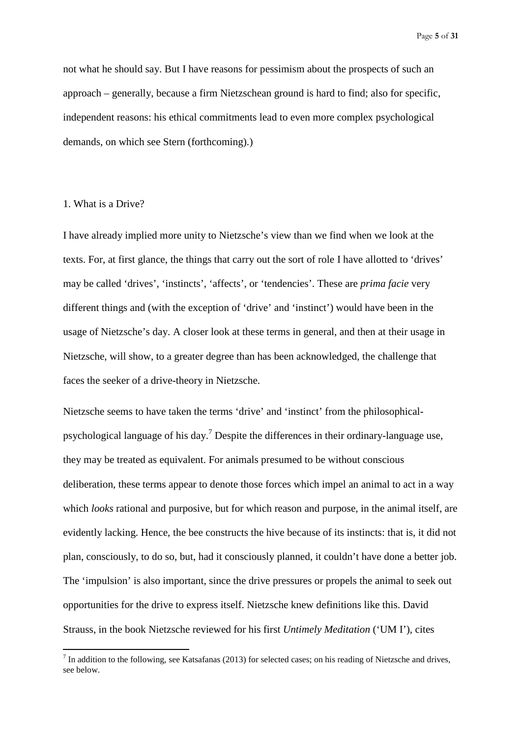not what he should say. But I have reasons for pessimism about the prospects of such an approach – generally, because a firm Nietzschean ground is hard to find; also for specific, independent reasons: his ethical commitments lead to even more complex psychological demands, on which see Stern (forthcoming).)

## 1. What is a Drive?

I have already implied more unity to Nietzsche's view than we find when we look at the texts. For, at first glance, the things that carry out the sort of role I have allotted to 'drives' may be called 'drives', 'instincts', 'affects', or 'tendencies'. These are *prima facie* very different things and (with the exception of 'drive' and 'instinct') would have been in the usage of Nietzsche's day. A closer look at these terms in general, and then at their usage in Nietzsche, will show, to a greater degree than has been acknowledged, the challenge that faces the seeker of a drive-theory in Nietzsche.

Nietzsche seems to have taken the terms 'drive' and 'instinct' from the philosophical-psychological language of his day.[7] Despite the differences in their ordinary-language use, they may be treated as equivalent. For animals presumed to be without conscious deliberation, these terms appear to denote those forces which impel an animal to act in a way which *looks* rational and purposive, but for which reason and purpose, in the animal itself, are evidently lacking. Hence, the bee constructs the hive because of its instincts: that is, it did not plan, consciously, to do so, but, had it consciously planned, it couldn't have done a better job. The 'impulsion' is also important, since the drive pressures or propels the animal to seek out opportunities for the drive to express itself. Nietzsche knew definitions like this. David Strauss, in the book Nietzsche reviewed for his first *Untimely Meditation* ('UM I'), cites

[7] In addition to the following, see Katsafanas (2013) for selected cases; on his reading of Nietzsche and drives, see below.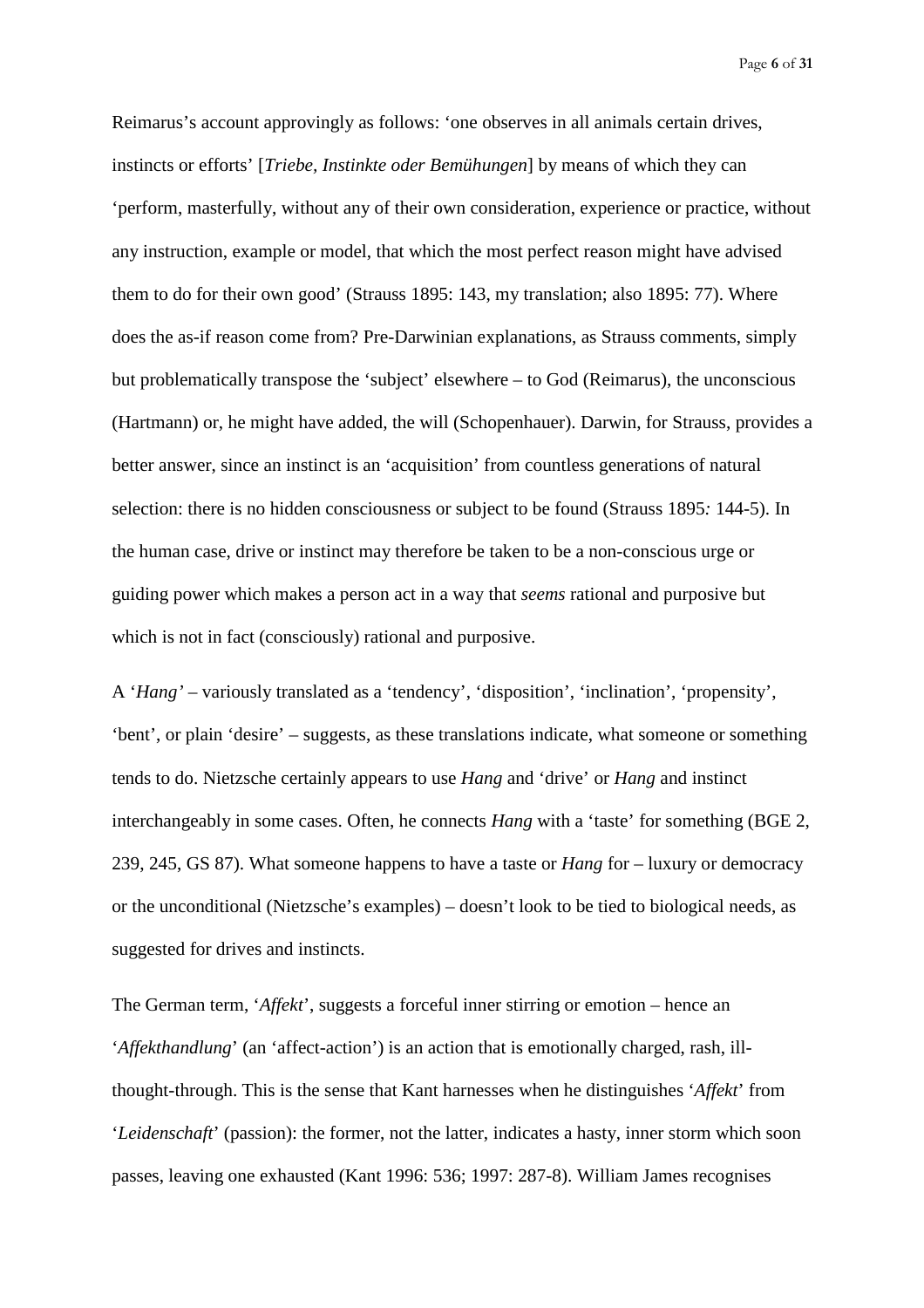Reimarus's account approvingly as follows: 'one observes in all animals certain drives, instincts or efforts' [*Triebe, Instinkte oder Bemühungen*] by means of which they can 'perform, masterfully, without any of their own consideration, experience or practice, without any instruction, example or model, that which the most perfect reason might have advised them to do for their own good' (Strauss 1895: 143, my translation; also 1895: 77). Where does the as-if reason come from? Pre-Darwinian explanations, as Strauss comments, simply but problematically transpose the 'subject' elsewhere – to God (Reimarus), the unconscious (Hartmann) or, he might have added, the will (Schopenhauer). Darwin, for Strauss, provides a better answer, since an instinct is an 'acquisition' from countless generations of natural selection: there is no hidden consciousness or subject to be found (Strauss 1895*:* 144-5). In the human case, drive or instinct may therefore be taken to be a non-conscious urge or guiding power which makes a person act in a way that *seems* rational and purposive but which is not in fact (consciously) rational and purposive.

A '*Hang'* – variously translated as a 'tendency', 'disposition', 'inclination', 'propensity', 'bent', or plain 'desire' – suggests, as these translations indicate, what someone or something tends to do. Nietzsche certainly appears to use *Hang* and 'drive' or *Hang* and instinct interchangeably in some cases. Often, he connects *Hang* with a 'taste' for something (BGE 2, 239, 245, GS 87). What someone happens to have a taste or *Hang* for – luxury or democracy or the unconditional (Nietzsche's examples) – doesn't look to be tied to biological needs, as suggested for drives and instincts.

The German term, '*Affekt*', suggests a forceful inner stirring or emotion – hence an '*Affekthandlung*' (an 'affect-action') is an action that is emotionally charged, rash, ill-thought-through. This is the sense that Kant harnesses when he distinguishes '*Affekt*' from '*Leidenschaft*' (passion): the former, not the latter, indicates a hasty, inner storm which soon passes, leaving one exhausted (Kant 1996: 536; 1997: 287-8). William James recognises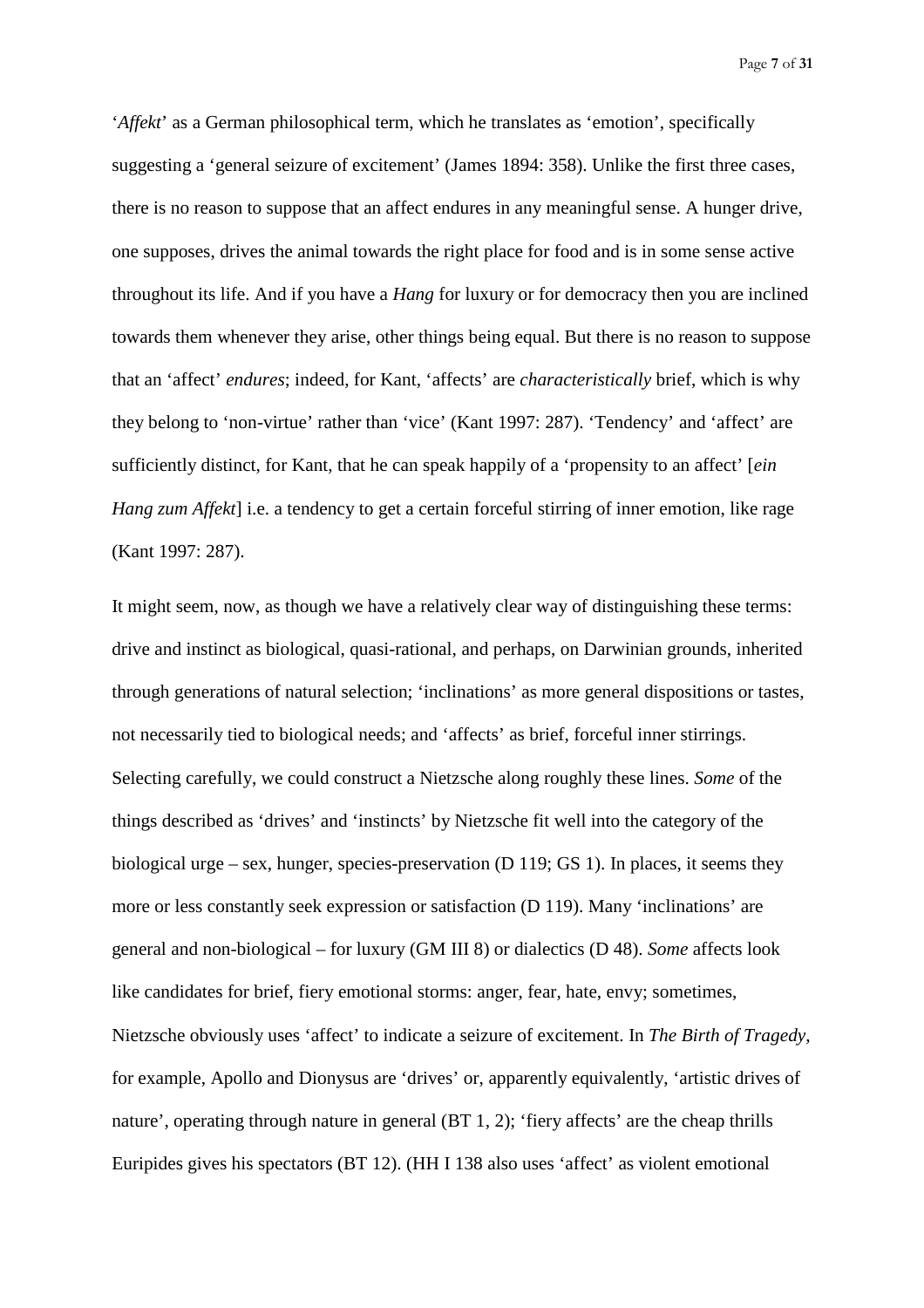‘*Affekt*’ as a German philosophical term, which he translates as ‘emotion’, specifically suggesting a ‘general seizure of excitement’ (James 1894: 358). Unlike the first three cases, there is no reason to suppose that an affect endures in any meaningful sense. A hunger drive, one supposes, drives the animal towards the right place for food and is in some sense active throughout its life. And if you have a *Hang* for luxury or for democracy then you are inclined towards them whenever they arise, other things being equal. But there is no reason to suppose that an ‘affect’ *endures*; indeed, for Kant, ‘affects’ are *characteristically* brief, which is why they belong to ‘non-virtue’ rather than ‘vice’ (Kant 1997: 287). ‘Tendency’ and ‘affect’ are sufficiently distinct, for Kant, that he can speak happily of a ‘propensity to an affect’ [*ein Hang zum Affekt*] i.e. a tendency to get a certain forceful stirring of inner emotion, like rage (Kant 1997: 287).

It might seem, now, as though we have a relatively clear way of distinguishing these terms: drive and instinct as biological, quasi-rational, and perhaps, on Darwinian grounds, inherited through generations of natural selection; ‘inclinations’ as more general dispositions or tastes, not necessarily tied to biological needs; and ‘affects’ as brief, forceful inner stirrings. Selecting carefully, we could construct a Nietzsche along roughly these lines. *Some* of the things described as ‘drives’ and ‘instincts’ by Nietzsche fit well into the category of the biological urge – sex, hunger, species-preservation (D 119; GS 1). In places, it seems they more or less constantly seek expression or satisfaction (D 119). Many ‘inclinations’ are general and non-biological – for luxury (GM III 8) or dialectics (D 48). *Some* affects look like candidates for brief, fiery emotional storms: anger, fear, hate, envy; sometimes, Nietzsche obviously uses ‘affect’ to indicate a seizure of excitement. In *The Birth of Tragedy*, for example, Apollo and Dionysus are ‘drives’ or, apparently equivalently, ‘artistic drives of nature’, operating through nature in general (BT 1, 2); ‘fiery affects’ are the cheap thrills Euripides gives his spectators (BT 12). (HH I 138 also uses ‘affect’ as violent emotional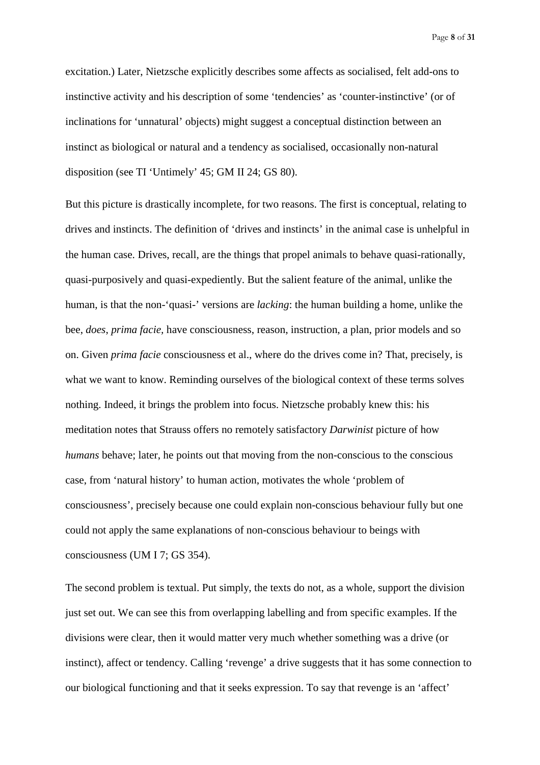excitation.) Later, Nietzsche explicitly describes some affects as socialised, felt add-ons to instinctive activity and his description of some 'tendencies' as 'counter-instinctive' (or of inclinations for 'unnatural' objects) might suggest a conceptual distinction between an instinct as biological or natural and a tendency as socialised, occasionally non-natural disposition (see TI 'Untimely' 45; GM II 24; GS 80).

But this picture is drastically incomplete, for two reasons. The first is conceptual, relating to drives and instincts. The definition of 'drives and instincts' in the animal case is unhelpful in the human case. Drives, recall, are the things that propel animals to behave quasi-rationally, quasi-purposively and quasi-expediently. But the salient feature of the animal, unlike the human, is that the non-'quasi-' versions are *lacking*: the human building a home, unlike the bee, *does*, *prima facie*, have consciousness, reason, instruction, a plan, prior models and so on. Given *prima facie* consciousness et al., where do the drives come in? That, precisely, is what we want to know. Reminding ourselves of the biological context of these terms solves nothing. Indeed, it brings the problem into focus. Nietzsche probably knew this: his meditation notes that Strauss offers no remotely satisfactory *Darwinist* picture of how *humans* behave; later, he points out that moving from the non-conscious to the conscious case, from 'natural history' to human action, motivates the whole 'problem of consciousness', precisely because one could explain non-conscious behaviour fully but one could not apply the same explanations of non-conscious behaviour to beings with consciousness (UM I 7; GS 354).

The second problem is textual. Put simply, the texts do not, as a whole, support the division just set out. We can see this from overlapping labelling and from specific examples. If the divisions were clear, then it would matter very much whether something was a drive (or instinct), affect or tendency. Calling 'revenge' a drive suggests that it has some connection to our biological functioning and that it seeks expression. To say that revenge is an 'affect'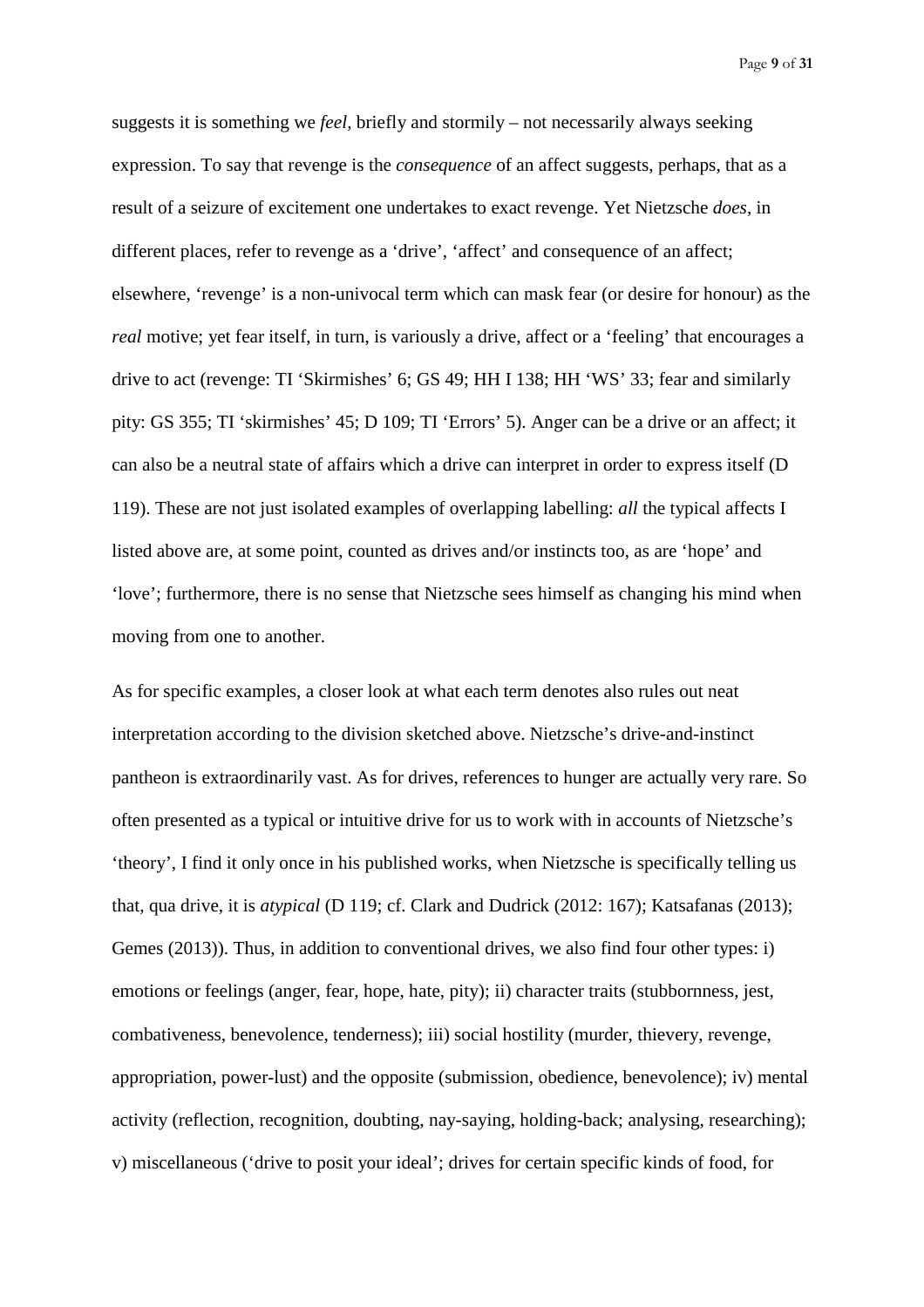suggests it is something we *feel*, briefly and stormily – not necessarily always seeking expression. To say that revenge is the *consequence* of an affect suggests, perhaps, that as a result of a seizure of excitement one undertakes to exact revenge. Yet Nietzsche *does*, in different places, refer to revenge as a 'drive', 'affect' and consequence of an affect; elsewhere, 'revenge' is a non-univocal term which can mask fear (or desire for honour) as the *real* motive; yet fear itself, in turn, is variously a drive, affect or a 'feeling' that encourages a drive to act (revenge: TI 'Skirmishes' 6; GS 49; HH I 138; HH 'WS' 33; fear and similarly pity: GS 355; TI 'skirmishes' 45; D 109; TI 'Errors' 5). Anger can be a drive or an affect; it can also be a neutral state of affairs which a drive can interpret in order to express itself (D 119). These are not just isolated examples of overlapping labelling: *all* the typical affects I listed above are, at some point, counted as drives and/or instincts too, as are 'hope' and 'love'; furthermore, there is no sense that Nietzsche sees himself as changing his mind when moving from one to another.

As for specific examples, a closer look at what each term denotes also rules out neat interpretation according to the division sketched above. Nietzsche's drive-and-instinct pantheon is extraordinarily vast. As for drives, references to hunger are actually very rare. So often presented as a typical or intuitive drive for us to work with in accounts of Nietzsche's 'theory', I find it only once in his published works, when Nietzsche is specifically telling us that, qua drive, it is *atypical* (D 119; cf. Clark and Dudrick (2012: 167); Katsafanas (2013); Gemes (2013)). Thus, in addition to conventional drives, we also find four other types: i) emotions or feelings (anger, fear, hope, hate, pity); ii) character traits (stubbornness, jest, combativeness, benevolence, tenderness); iii) social hostility (murder, thievery, revenge, appropriation, power-lust) and the opposite (submission, obedience, benevolence); iv) mental activity (reflection, recognition, doubting, nay-saying, holding-back; analysing, researching); v) miscellaneous ('drive to posit your ideal'; drives for certain specific kinds of food, for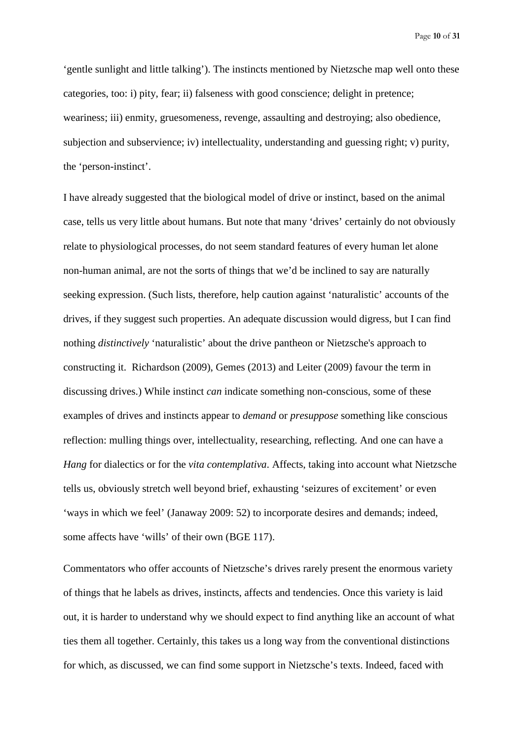'gentle sunlight and little talking'). The instincts mentioned by Nietzsche map well onto these categories, too: i) pity, fear; ii) falseness with good conscience; delight in pretence; weariness; iii) enmity, gruesomeness, revenge, assaulting and destroying; also obedience, subjection and subservience; iv) intellectuality, understanding and guessing right; v) purity, the 'person-instinct'.

I have already suggested that the biological model of drive or instinct, based on the animal case, tells us very little about humans. But note that many 'drives' certainly do not obviously relate to physiological processes, do not seem standard features of every human let alone non-human animal, are not the sorts of things that we'd be inclined to say are naturally seeking expression. (Such lists, therefore, help caution against 'naturalistic' accounts of the drives, if they suggest such properties. An adequate discussion would digress, but I can find nothing *distinctively* 'naturalistic' about the drive pantheon or Nietzsche's approach to constructing it. Richardson (2009), Gemes (2013) and Leiter (2009) favour the term in discussing drives.) While instinct *can* indicate something non-conscious, some of these examples of drives and instincts appear to *demand* or *presuppose* something like conscious reflection: mulling things over, intellectuality, researching, reflecting. And one can have a *Hang* for dialectics or for the *vita contemplativa*. Affects, taking into account what Nietzsche tells us, obviously stretch well beyond brief, exhausting 'seizures of excitement' or even 'ways in which we feel' (Janaway 2009: 52) to incorporate desires and demands; indeed, some affects have 'wills' of their own (BGE 117).

Commentators who offer accounts of Nietzsche's drives rarely present the enormous variety of things that he labels as drives, instincts, affects and tendencies. Once this variety is laid out, it is harder to understand why we should expect to find anything like an account of what ties them all together. Certainly, this takes us a long way from the conventional distinctions for which, as discussed, we can find some support in Nietzsche's texts. Indeed, faced with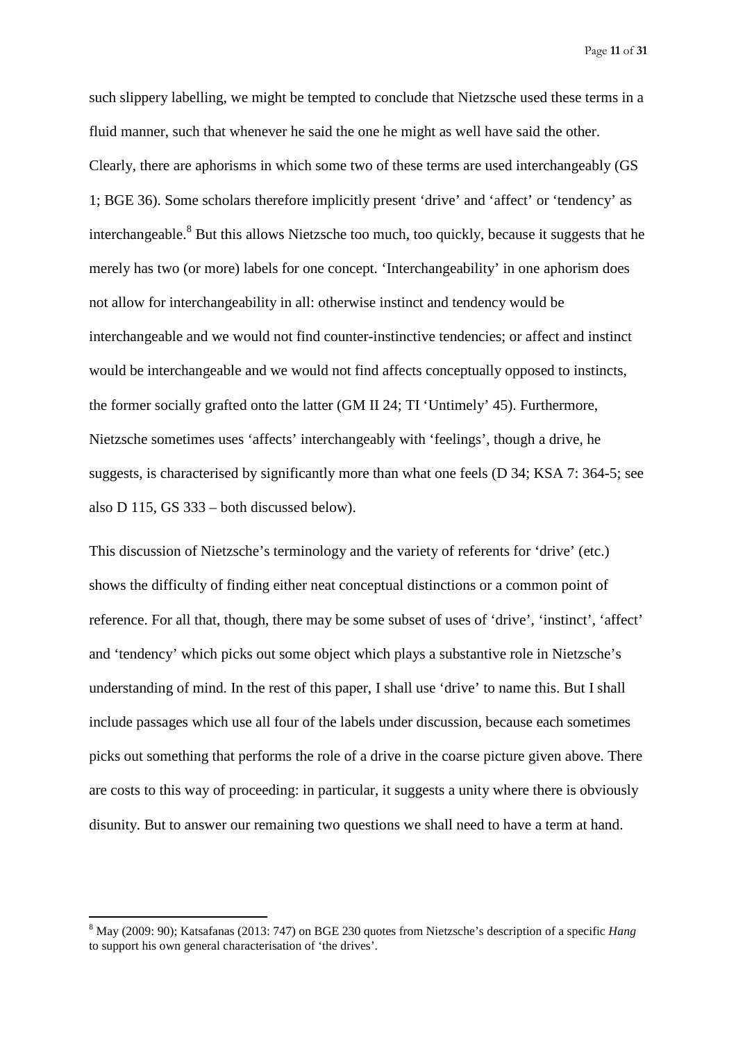such slippery labelling, we might be tempted to conclude that Nietzsche used these terms in a fluid manner, such that whenever he said the one he might as well have said the other. Clearly, there are aphorisms in which some two of these terms are used interchangeably (GS 1; BGE 36). Some scholars therefore implicitly present 'drive' and 'affect' or 'tendency' as interchangeable.[8] But this allows Nietzsche too much, too quickly, because it suggests that he merely has two (or more) labels for one concept. 'Interchangeability' in one aphorism does not allow for interchangeability in all: otherwise instinct and tendency would be interchangeable and we would not find counter-instinctive tendencies; or affect and instinct would be interchangeable and we would not find affects conceptually opposed to instincts, the former socially grafted onto the latter (GM II 24; TI 'Untimely' 45). Furthermore, Nietzsche sometimes uses 'affects' interchangeably with 'feelings', though a drive, he suggests, is characterised by significantly more than what one feels (D 34; KSA 7: 364-5; see also D 115, GS 333 – both discussed below).

This discussion of Nietzsche's terminology and the variety of referents for 'drive' (etc.) shows the difficulty of finding either neat conceptual distinctions or a common point of reference. For all that, though, there may be some subset of uses of 'drive', 'instinct', 'affect' and 'tendency' which picks out some object which plays a substantive role in Nietzsche's understanding of mind. In the rest of this paper, I shall use 'drive' to name this. But I shall include passages which use all four of the labels under discussion, because each sometimes picks out something that performs the role of a drive in the coarse picture given above. There are costs to this way of proceeding: in particular, it suggests a unity where there is obviously disunity. But to answer our remaining two questions we shall need to have a term at hand.

[8] May (2009: 90); Katsafanas (2013: 747) on BGE 230 quotes from Nietzsche's description of a specific *Hang* to support his own general characterisation of 'the drives'.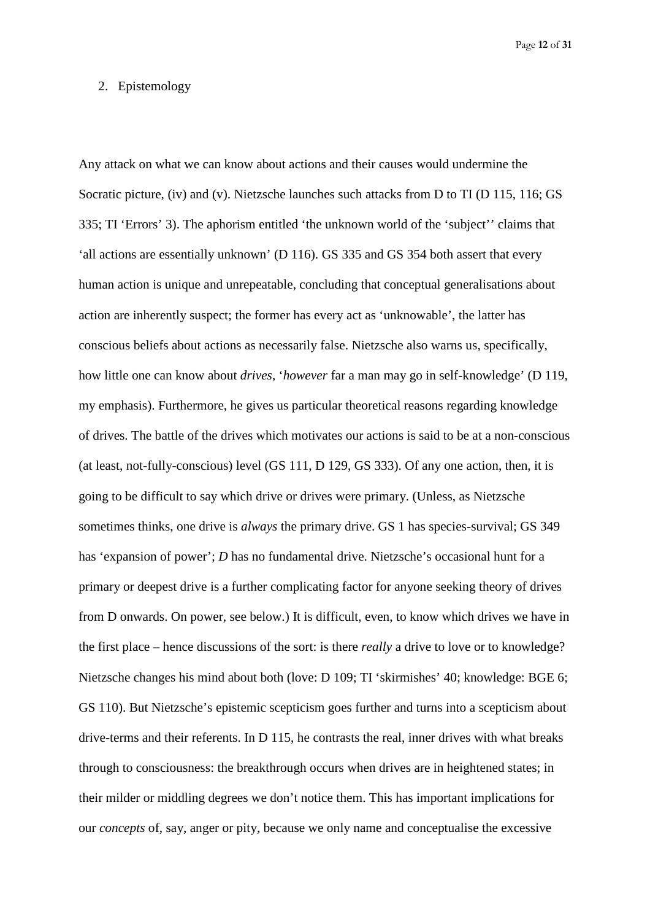## 2. Epistemology

Any attack on what we can know about actions and their causes would undermine the Socratic picture, (iv) and (v). Nietzsche launches such attacks from D to TI (D 115, 116; GS 335; TI 'Errors' 3). The aphorism entitled 'the unknown world of the 'subject'' claims that 'all actions are essentially unknown' (D 116). GS 335 and GS 354 both assert that every human action is unique and unrepeatable, concluding that conceptual generalisations about action are inherently suspect; the former has every act as 'unknowable', the latter has conscious beliefs about actions as necessarily false. Nietzsche also warns us, specifically, how little one can know about *drives*, '*however* far a man may go in self-knowledge' (D 119, my emphasis). Furthermore, he gives us particular theoretical reasons regarding knowledge of drives. The battle of the drives which motivates our actions is said to be at a non-conscious (at least, not-fully-conscious) level (GS 111, D 129, GS 333). Of any one action, then, it is going to be difficult to say which drive or drives were primary. (Unless, as Nietzsche sometimes thinks, one drive is *always* the primary drive. GS 1 has species-survival; GS 349 has 'expansion of power'; *D* has no fundamental drive. Nietzsche's occasional hunt for a primary or deepest drive is a further complicating factor for anyone seeking theory of drives from D onwards. On power, see below.) It is difficult, even, to know which drives we have in the first place – hence discussions of the sort: is there *really* a drive to love or to knowledge? Nietzsche changes his mind about both (love: D 109; TI 'skirmishes' 40; knowledge: BGE 6; GS 110). But Nietzsche's epistemic scepticism goes further and turns into a scepticism about drive-terms and their referents. In D 115, he contrasts the real, inner drives with what breaks through to consciousness: the breakthrough occurs when drives are in heightened states; in their milder or middling degrees we don't notice them. This has important implications for our *concepts* of, say, anger or pity, because we only name and conceptualise the excessive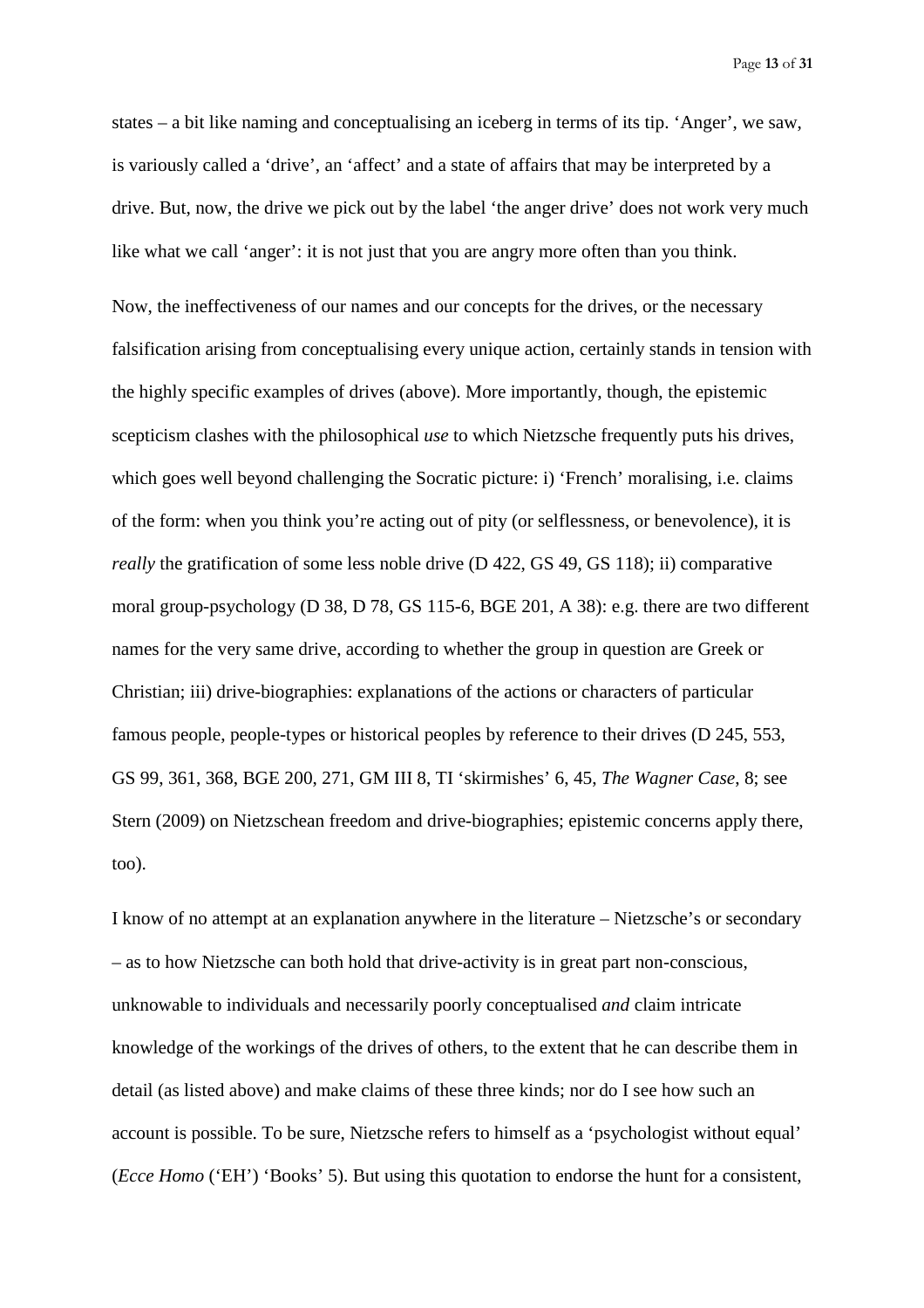states – a bit like naming and conceptualising an iceberg in terms of its tip. 'Anger', we saw, is variously called a 'drive', an 'affect' and a state of affairs that may be interpreted by a drive. But, now, the drive we pick out by the label 'the anger drive' does not work very much like what we call 'anger': it is not just that you are angry more often than you think.

Now, the ineffectiveness of our names and our concepts for the drives, or the necessary falsification arising from conceptualising every unique action, certainly stands in tension with the highly specific examples of drives (above). More importantly, though, the epistemic scepticism clashes with the philosophical *use* to which Nietzsche frequently puts his drives, which goes well beyond challenging the Socratic picture: i) 'French' moralising, i.e. claims of the form: when you think you're acting out of pity (or selflessness, or benevolence), it is *really* the gratification of some less noble drive (D 422, GS 49, GS 118); ii) comparative moral group-psychology (D 38, D 78, GS 115-6, BGE 201, A 38): e.g. there are two different names for the very same drive, according to whether the group in question are Greek or Christian; iii) drive-biographies: explanations of the actions or characters of particular famous people, people-types or historical peoples by reference to their drives (D 245, 553, GS 99, 361, 368, BGE 200, 271, GM III 8, TI 'skirmishes' 6, 45, *The Wagner Case*, 8; see Stern (2009) on Nietzschean freedom and drive-biographies; epistemic concerns apply there, too).

I know of no attempt at an explanation anywhere in the literature – Nietzsche's or secondary – as to how Nietzsche can both hold that drive-activity is in great part non-conscious, unknowable to individuals and necessarily poorly conceptualised *and* claim intricate knowledge of the workings of the drives of others, to the extent that he can describe them in detail (as listed above) and make claims of these three kinds; nor do I see how such an account is possible. To be sure, Nietzsche refers to himself as a 'psychologist without equal' (*Ecce Homo* ('EH') 'Books' 5). But using this quotation to endorse the hunt for a consistent,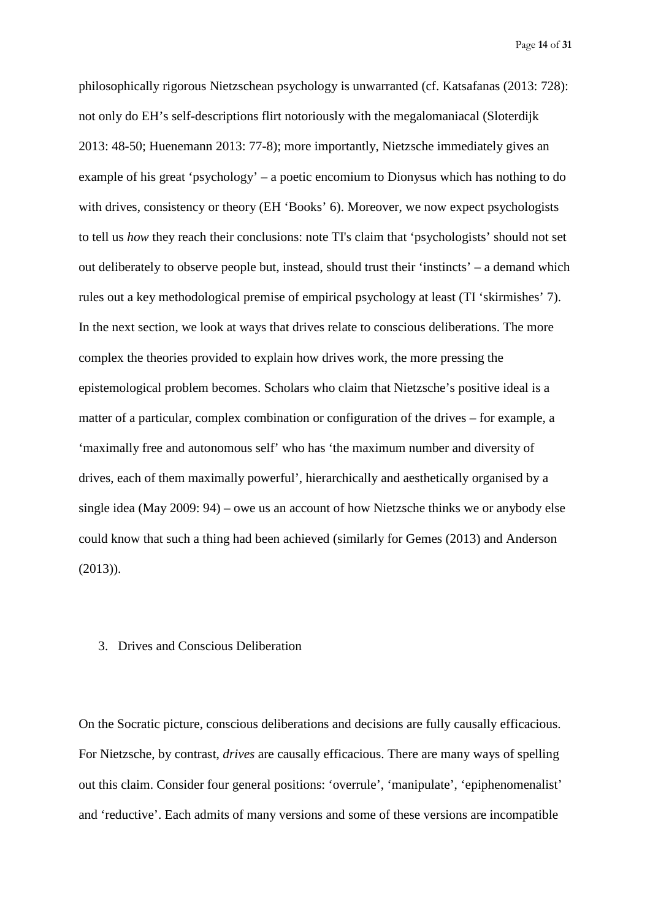philosophically rigorous Nietzschean psychology is unwarranted (cf. Katsafanas (2013: 728): not only do EH's self-descriptions flirt notoriously with the megalomaniacal (Sloterdijk 2013: 48-50; Huenemann 2013: 77-8); more importantly, Nietzsche immediately gives an example of his great 'psychology' – a poetic encomium to Dionysus which has nothing to do with drives, consistency or theory (EH 'Books' 6). Moreover, we now expect psychologists to tell us *how* they reach their conclusions: note TI's claim that 'psychologists' should not set out deliberately to observe people but, instead, should trust their 'instincts' – a demand which rules out a key methodological premise of empirical psychology at least (TI 'skirmishes' 7). In the next section, we look at ways that drives relate to conscious deliberations. The more complex the theories provided to explain how drives work, the more pressing the epistemological problem becomes. Scholars who claim that Nietzsche's positive ideal is a matter of a particular, complex combination or configuration of the drives – for example, a 'maximally free and autonomous self' who has 'the maximum number and diversity of drives, each of them maximally powerful', hierarchically and aesthetically organised by a single idea (May 2009: 94) – owe us an account of how Nietzsche thinks we or anybody else could know that such a thing had been achieved (similarly for Gemes (2013) and Anderson (2013)).

## 3. Drives and Conscious Deliberation

On the Socratic picture, conscious deliberations and decisions are fully causally efficacious. For Nietzsche, by contrast, *drives* are causally efficacious. There are many ways of spelling out this claim. Consider four general positions: 'overrule', 'manipulate', 'epiphenomenalist' and 'reductive'. Each admits of many versions and some of these versions are incompatible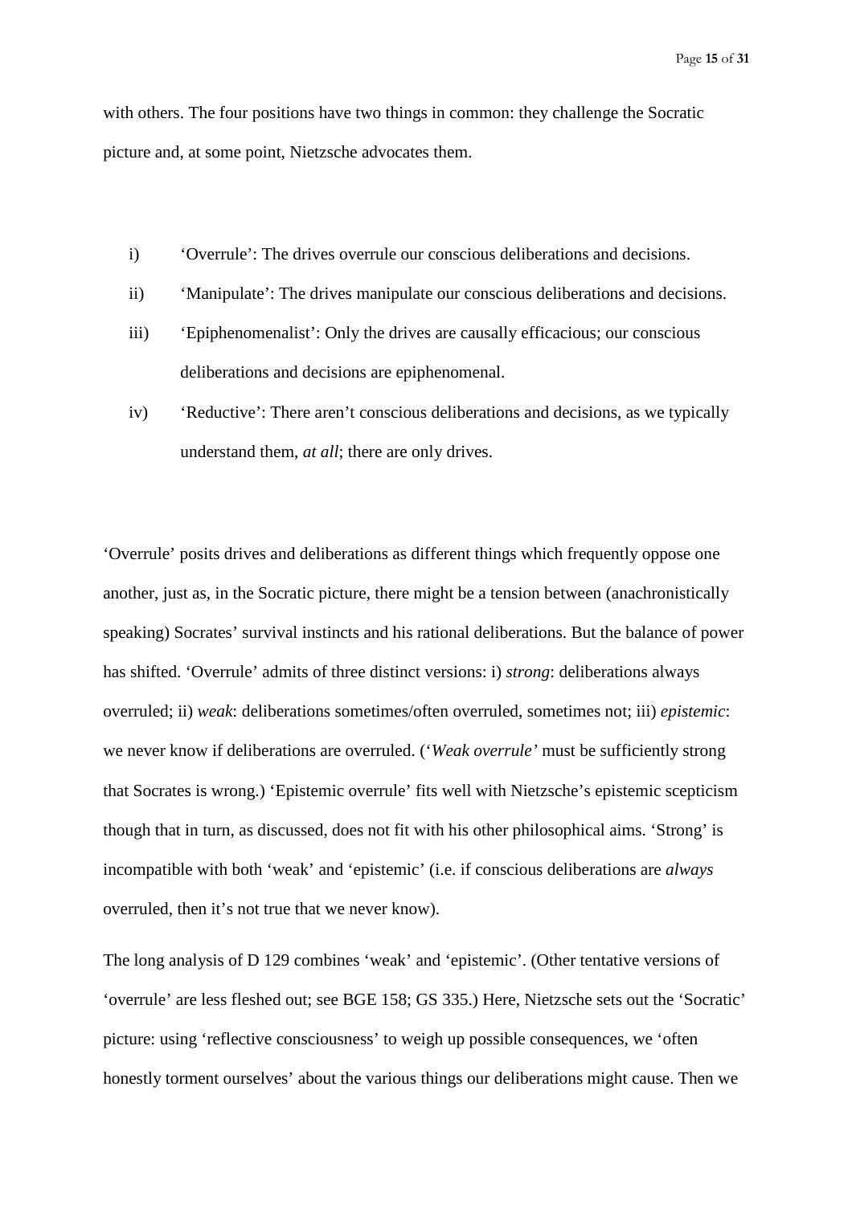with others. The four positions have two things in common: they challenge the Socratic picture and, at some point, Nietzsche advocates them.

i) 'Overrule': The drives overrule our conscious deliberations and decisions.

ii) 'Manipulate': The drives manipulate our conscious deliberations and decisions.

iii) 'Epiphenomenalist': Only the drives are causally efficacious; our conscious deliberations and decisions are epiphenomenal.

iv) 'Reductive': There aren't conscious deliberations and decisions, as we typically understand them, *at all*; there are only drives.

'Overrule' posits drives and deliberations as different things which frequently oppose one another, just as, in the Socratic picture, there might be a tension between (anachronistically speaking) Socrates' survival instincts and his rational deliberations. But the balance of power has shifted. 'Overrule' admits of three distinct versions: i) *strong*: deliberations always overruled; ii) *weak*: deliberations sometimes/often overruled, sometimes not; iii) *epistemic*: we never know if deliberations are overruled. ('*Weak overrule'* must be sufficiently strong that Socrates is wrong.) 'Epistemic overrule' fits well with Nietzsche's epistemic scepticism though that in turn, as discussed, does not fit with his other philosophical aims. 'Strong' is incompatible with both 'weak' and 'epistemic' (i.e. if conscious deliberations are *always* overruled, then it's not true that we never know).

The long analysis of D 129 combines 'weak' and 'epistemic'. (Other tentative versions of 'overrule' are less fleshed out; see BGE 158; GS 335.) Here, Nietzsche sets out the 'Socratic' picture: using 'reflective consciousness' to weigh up possible consequences, we 'often honestly torment ourselves' about the various things our deliberations might cause. Then we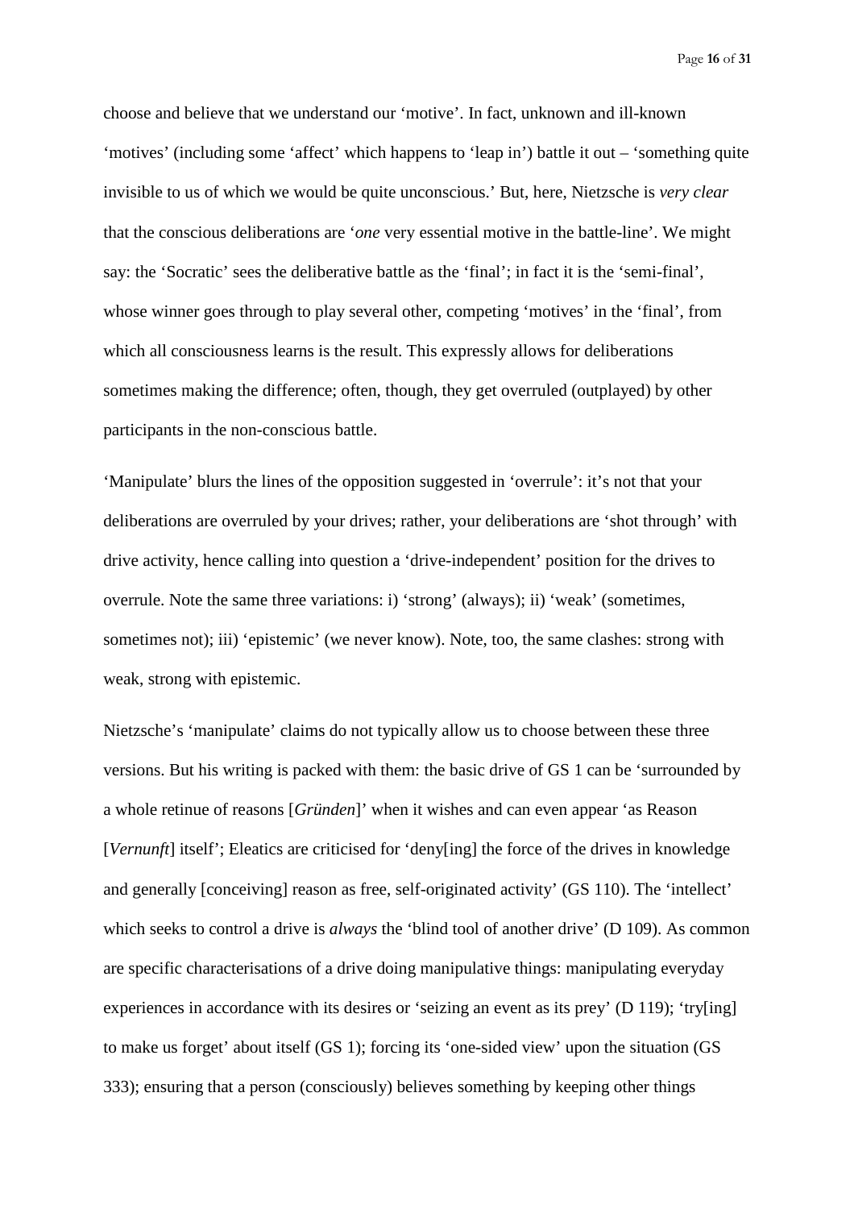choose and believe that we understand our 'motive'. In fact, unknown and ill-known 'motives' (including some 'affect' which happens to 'leap in') battle it out – 'something quite invisible to us of which we would be quite unconscious.' But, here, Nietzsche is *very clear* that the conscious deliberations are '*one* very essential motive in the battle-line'. We might say: the 'Socratic' sees the deliberative battle as the 'final'; in fact it is the 'semi-final', whose winner goes through to play several other, competing 'motives' in the 'final', from which all consciousness learns is the result. This expressly allows for deliberations sometimes making the difference; often, though, they get overruled (outplayed) by other participants in the non-conscious battle.

'Manipulate' blurs the lines of the opposition suggested in 'overrule': it's not that your deliberations are overruled by your drives; rather, your deliberations are 'shot through' with drive activity, hence calling into question a 'drive-independent' position for the drives to overrule. Note the same three variations: i) 'strong' (always); ii) 'weak' (sometimes, sometimes not); iii) 'epistemic' (we never know). Note, too, the same clashes: strong with weak, strong with epistemic.

Nietzsche's 'manipulate' claims do not typically allow us to choose between these three versions. But his writing is packed with them: the basic drive of GS 1 can be 'surrounded by a whole retinue of reasons [*Gründen*]' when it wishes and can even appear 'as Reason [*Vernunft*] itself'; Eleatics are criticised for 'deny[ing] the force of the drives in knowledge and generally [conceiving] reason as free, self-originated activity' (GS 110). The 'intellect' which seeks to control a drive is *always* the 'blind tool of another drive' (D 109). As common are specific characterisations of a drive doing manipulative things: manipulating everyday experiences in accordance with its desires or 'seizing an event as its prey' (D 119); 'try[ing] to make us forget' about itself (GS 1); forcing its 'one-sided view' upon the situation (GS 333); ensuring that a person (consciously) believes something by keeping other things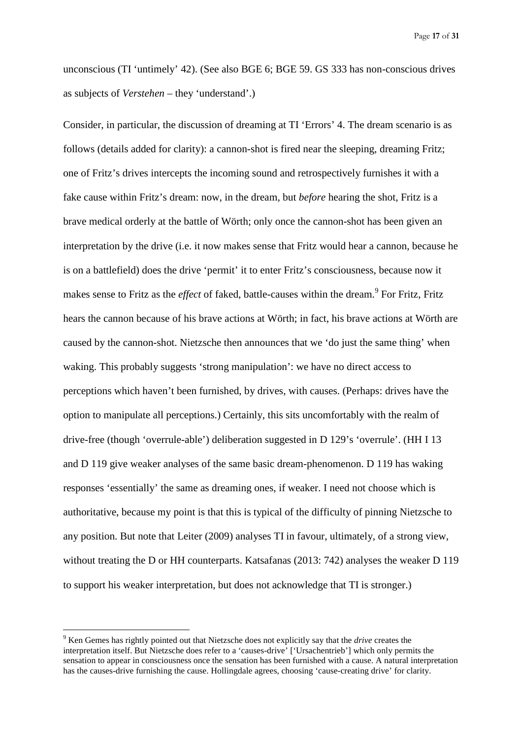unconscious (TI 'untimely' 42). (See also BGE 6; BGE 59. GS 333 has non-conscious drives as subjects of *Verstehen* – they 'understand'.)

Consider, in particular, the discussion of dreaming at TI 'Errors' 4. The dream scenario is as follows (details added for clarity): a cannon-shot is fired near the sleeping, dreaming Fritz; one of Fritz's drives intercepts the incoming sound and retrospectively furnishes it with a fake cause within Fritz's dream: now, in the dream, but *before* hearing the shot, Fritz is a brave medical orderly at the battle of Wörth; only once the cannon-shot has been given an interpretation by the drive (i.e. it now makes sense that Fritz would hear a cannon, because he is on a battlefield) does the drive 'permit' it to enter Fritz's consciousness, because now it makes sense to Fritz as the *effect* of faked, battle-causes within the dream.[9] For Fritz, Fritz hears the cannon because of his brave actions at Wörth; in fact, his brave actions at Wörth are caused by the cannon-shot. Nietzsche then announces that we 'do just the same thing' when waking. This probably suggests 'strong manipulation': we have no direct access to perceptions which haven't been furnished, by drives, with causes. (Perhaps: drives have the option to manipulate all perceptions.) Certainly, this sits uncomfortably with the realm of drive-free (though 'overrule-able') deliberation suggested in D 129's 'overrule'. (HH I 13 and D 119 give weaker analyses of the same basic dream-phenomenon. D 119 has waking responses 'essentially' the same as dreaming ones, if weaker. I need not choose which is authoritative, because my point is that this is typical of the difficulty of pinning Nietzsche to any position. But note that Leiter (2009) analyses TI in favour, ultimately, of a strong view, without treating the D or HH counterparts. Katsafanas (2013: 742) analyses the weaker D 119 to support his weaker interpretation, but does not acknowledge that TI is stronger.)

---

[9] Ken Gemes has rightly pointed out that Nietzsche does not explicitly say that the *drive* creates the interpretation itself. But Nietzsche does refer to a 'causes-drive' ['Ursachentrieb'] which only permits the sensation to appear in consciousness once the sensation has been furnished with a cause. A natural interpretation has the causes-drive furnishing the cause. Hollingdale agrees, choosing 'cause-creating drive' for clarity.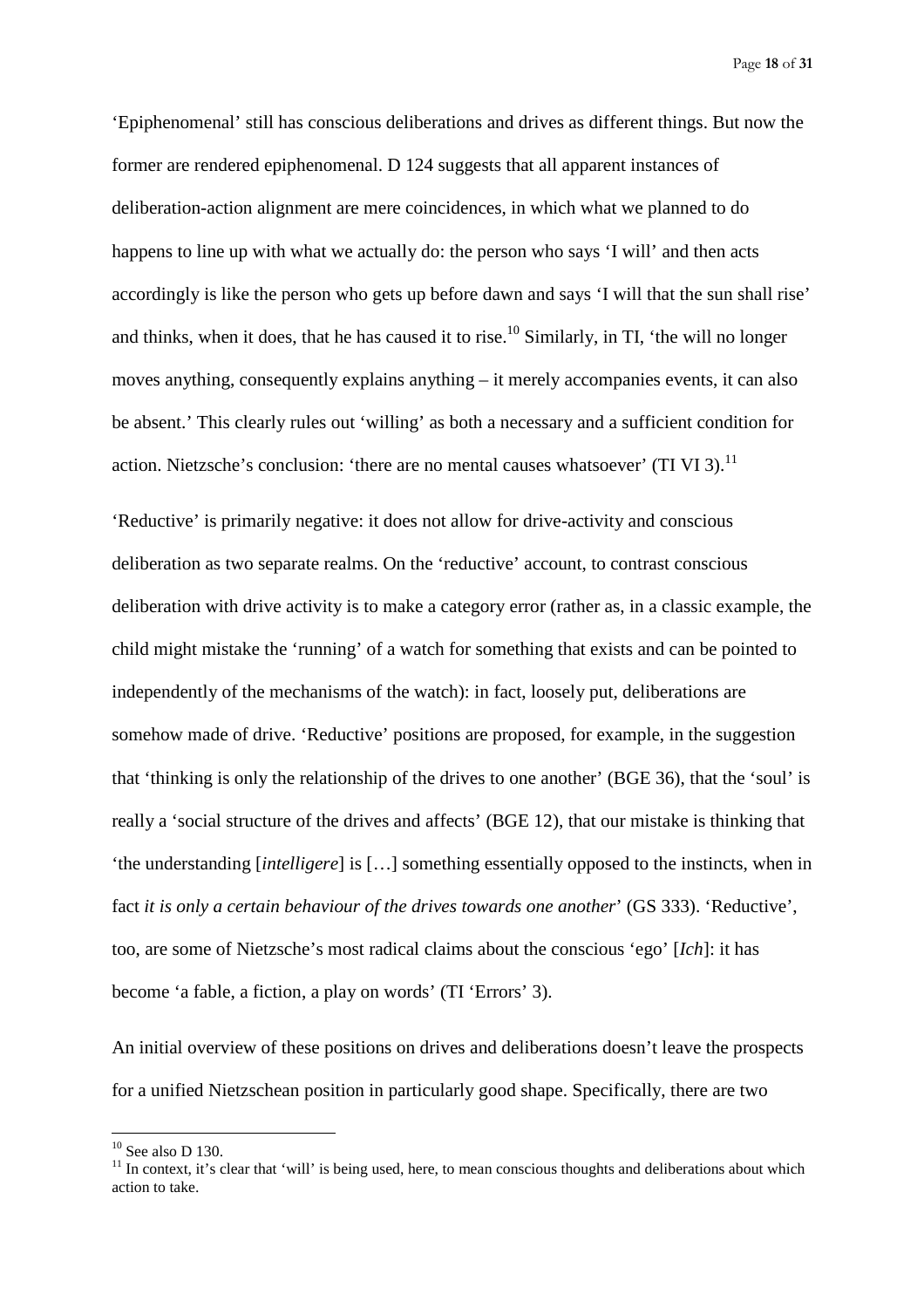'Epiphenomenal' still has conscious deliberations and drives as different things. But now the former are rendered epiphenomenal. D 124 suggests that all apparent instances of deliberation-action alignment are mere coincidences, in which what we planned to do happens to line up with what we actually do: the person who says 'I will' and then acts accordingly is like the person who gets up before dawn and says 'I will that the sun shall rise' and thinks, when it does, that he has caused it to rise.[10] Similarly, in TI, 'the will no longer moves anything, consequently explains anything – it merely accompanies events, it can also be absent.' This clearly rules out 'willing' as both a necessary and a sufficient condition for action. Nietzsche's conclusion: 'there are no mental causes whatsoever' (TI VI 3).[11]

'Reductive' is primarily negative: it does not allow for drive-activity and conscious deliberation as two separate realms. On the 'reductive' account, to contrast conscious deliberation with drive activity is to make a category error (rather as, in a classic example, the child might mistake the 'running' of a watch for something that exists and can be pointed to independently of the mechanisms of the watch): in fact, loosely put, deliberations are somehow made of drive. 'Reductive' positions are proposed, for example, in the suggestion that 'thinking is only the relationship of the drives to one another' (BGE 36), that the 'soul' is really a 'social structure of the drives and affects' (BGE 12), that our mistake is thinking that 'the understanding [*intelligere*] is […] something essentially opposed to the instincts, when in fact *it is only a certain behaviour of the drives towards one another*' (GS 333). 'Reductive', too, are some of Nietzsche's most radical claims about the conscious 'ego' [*Ich*]: it has become 'a fable, a fiction, a play on words' (TI 'Errors' 3).

An initial overview of these positions on drives and deliberations doesn't leave the prospects for a unified Nietzschean position in particularly good shape. Specifically, there are two

[10] See also D 130.

[11] In context, it's clear that 'will' is being used, here, to mean conscious thoughts and deliberations about which action to take.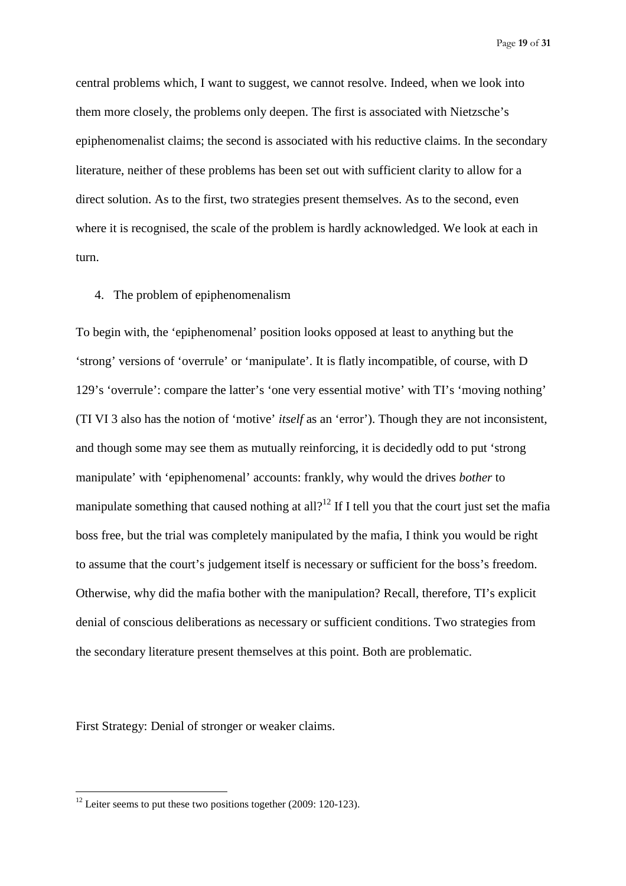central problems which, I want to suggest, we cannot resolve. Indeed, when we look into them more closely, the problems only deepen. The first is associated with Nietzsche's epiphenomenalist claims; the second is associated with his reductive claims. In the secondary literature, neither of these problems has been set out with sufficient clarity to allow for a direct solution. As to the first, two strategies present themselves. As to the second, even where it is recognised, the scale of the problem is hardly acknowledged. We look at each in turn.

## 4. The problem of epiphenomenalism

To begin with, the 'epiphenomenal' position looks opposed at least to anything but the 'strong' versions of 'overrule' or 'manipulate'. It is flatly incompatible, of course, with D 129's 'overrule': compare the latter's 'one very essential motive' with TI's 'moving nothing' (TI VI 3 also has the notion of 'motive' *itself* as an 'error'). Though they are not inconsistent, and though some may see them as mutually reinforcing, it is decidedly odd to put 'strong manipulate' with 'epiphenomenal' accounts: frankly, why would the drives *bother* to manipulate something that caused nothing at all?[12] If I tell you that the court just set the mafia boss free, but the trial was completely manipulated by the mafia, I think you would be right to assume that the court's judgement itself is necessary or sufficient for the boss's freedom. Otherwise, why did the mafia bother with the manipulation? Recall, therefore, TI's explicit denial of conscious deliberations as necessary or sufficient conditions. Two strategies from the secondary literature present themselves at this point. Both are problematic.

First Strategy: Denial of stronger or weaker claims.

[12] Leiter seems to put these two positions together (2009: 120-123).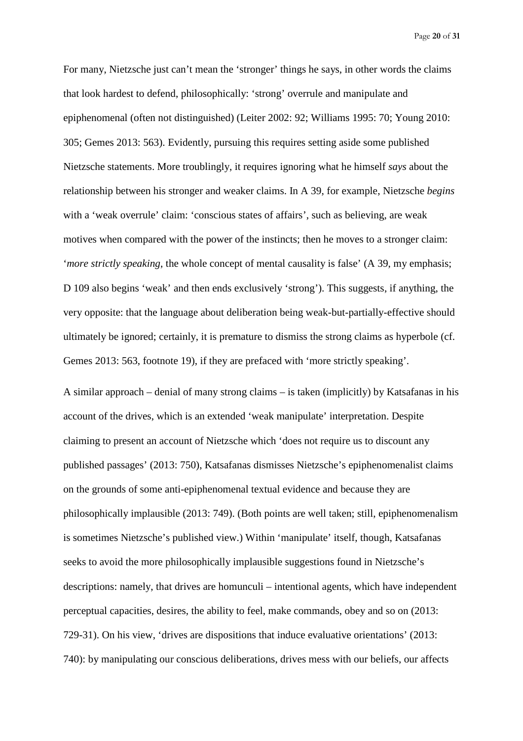For many, Nietzsche just can't mean the 'stronger' things he says, in other words the claims that look hardest to defend, philosophically: 'strong' overrule and manipulate and epiphenomenal (often not distinguished) (Leiter 2002: 92; Williams 1995: 70; Young 2010: 305; Gemes 2013: 563). Evidently, pursuing this requires setting aside some published Nietzsche statements. More troublingly, it requires ignoring what he himself *says* about the relationship between his stronger and weaker claims. In A 39, for example, Nietzsche *begins* with a 'weak overrule' claim: 'conscious states of affairs', such as believing, are weak motives when compared with the power of the instincts; then he moves to a stronger claim: '*more strictly speaking*, the whole concept of mental causality is false' (A 39, my emphasis; D 109 also begins 'weak' and then ends exclusively 'strong'). This suggests, if anything, the very opposite: that the language about deliberation being weak-but-partially-effective should ultimately be ignored; certainly, it is premature to dismiss the strong claims as hyperbole (cf. Gemes 2013: 563, footnote 19), if they are prefaced with 'more strictly speaking'.

A similar approach – denial of many strong claims – is taken (implicitly) by Katsafanas in his account of the drives, which is an extended 'weak manipulate' interpretation. Despite claiming to present an account of Nietzsche which 'does not require us to discount any published passages' (2013: 750), Katsafanas dismisses Nietzsche's epiphenomenalist claims on the grounds of some anti-epiphenomenal textual evidence and because they are philosophically implausible (2013: 749). (Both points are well taken; still, epiphenomenalism is sometimes Nietzsche's published view.) Within 'manipulate' itself, though, Katsafanas seeks to avoid the more philosophically implausible suggestions found in Nietzsche's descriptions: namely, that drives are homunculi – intentional agents, which have independent perceptual capacities, desires, the ability to feel, make commands, obey and so on (2013: 729-31). On his view, 'drives are dispositions that induce evaluative orientations' (2013: 740): by manipulating our conscious deliberations, drives mess with our beliefs, our affects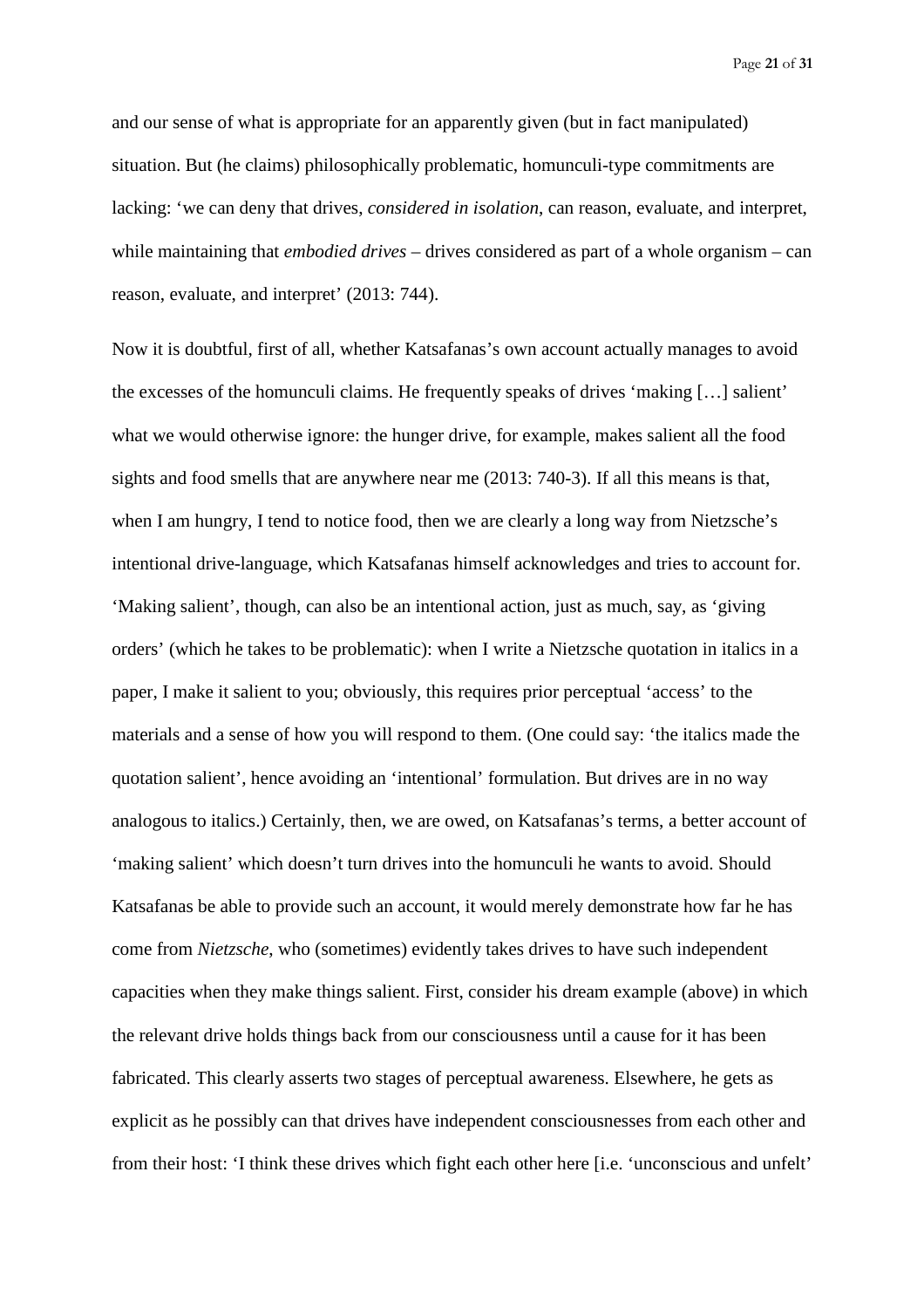and our sense of what is appropriate for an apparently given (but in fact manipulated) situation. But (he claims) philosophically problematic, homunculi-type commitments are lacking: 'we can deny that drives, *considered in isolation*, can reason, evaluate, and interpret, while maintaining that *embodied drives* – drives considered as part of a whole organism – can reason, evaluate, and interpret' (2013: 744).

Now it is doubtful, first of all, whether Katsafanas's own account actually manages to avoid the excesses of the homunculi claims. He frequently speaks of drives 'making […] salient' what we would otherwise ignore: the hunger drive, for example, makes salient all the food sights and food smells that are anywhere near me (2013: 740-3). If all this means is that, when I am hungry, I tend to notice food, then we are clearly a long way from Nietzsche's intentional drive-language, which Katsafanas himself acknowledges and tries to account for. 'Making salient', though, can also be an intentional action, just as much, say, as 'giving orders' (which he takes to be problematic): when I write a Nietzsche quotation in italics in a paper, I make it salient to you; obviously, this requires prior perceptual 'access' to the materials and a sense of how you will respond to them. (One could say: 'the italics made the quotation salient', hence avoiding an 'intentional' formulation. But drives are in no way analogous to italics.) Certainly, then, we are owed, on Katsafanas's terms, a better account of 'making salient' which doesn't turn drives into the homunculi he wants to avoid. Should Katsafanas be able to provide such an account, it would merely demonstrate how far he has come from *Nietzsche*, who (sometimes) evidently takes drives to have such independent capacities when they make things salient. First, consider his dream example (above) in which the relevant drive holds things back from our consciousness until a cause for it has been fabricated. This clearly asserts two stages of perceptual awareness. Elsewhere, he gets as explicit as he possibly can that drives have independent consciousnesses from each other and from their host: 'I think these drives which fight each other here [i.e. 'unconscious and unfelt'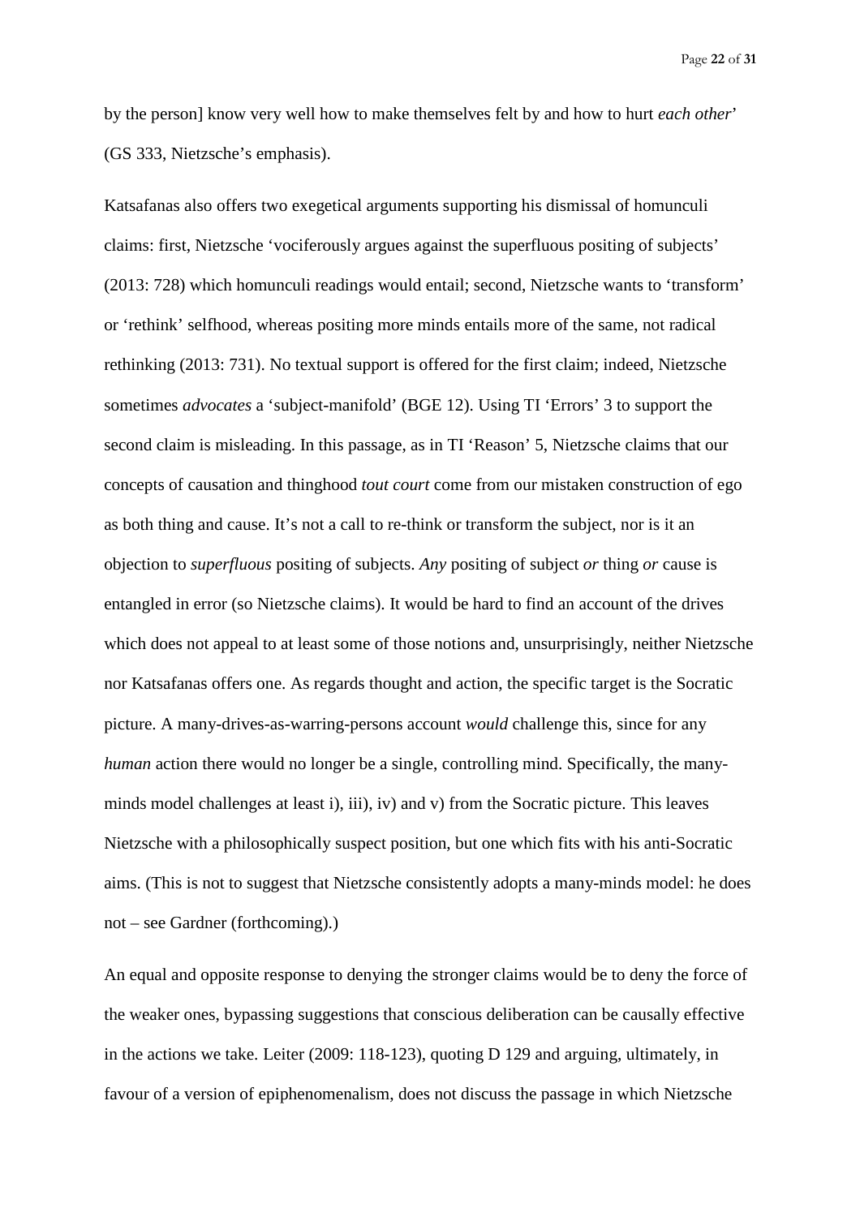by the person] know very well how to make themselves felt by and how to hurt *each other*' (GS 333, Nietzsche's emphasis).

Katsafanas also offers two exegetical arguments supporting his dismissal of homunculi claims: first, Nietzsche 'vociferously argues against the superfluous positing of subjects' (2013: 728) which homunculi readings would entail; second, Nietzsche wants to 'transform' or 'rethink' selfhood, whereas positing more minds entails more of the same, not radical rethinking (2013: 731). No textual support is offered for the first claim; indeed, Nietzsche sometimes *advocates* a 'subject-manifold' (BGE 12). Using TI 'Errors' 3 to support the second claim is misleading. In this passage, as in TI 'Reason' 5, Nietzsche claims that our concepts of causation and thinghood *tout court* come from our mistaken construction of ego as both thing and cause. It's not a call to re-think or transform the subject, nor is it an objection to *superfluous* positing of subjects. *Any* positing of subject *or* thing *or* cause is entangled in error (so Nietzsche claims). It would be hard to find an account of the drives which does not appeal to at least some of those notions and, unsurprisingly, neither Nietzsche nor Katsafanas offers one. As regards thought and action, the specific target is the Socratic picture. A many-drives-as-warring-persons account *would* challenge this, since for any *human* action there would no longer be a single, controlling mind. Specifically, the many-minds model challenges at least i), iii), iv) and v) from the Socratic picture. This leaves Nietzsche with a philosophically suspect position, but one which fits with his anti-Socratic aims. (This is not to suggest that Nietzsche consistently adopts a many-minds model: he does not – see Gardner (forthcoming).)

An equal and opposite response to denying the stronger claims would be to deny the force of the weaker ones, bypassing suggestions that conscious deliberation can be causally effective in the actions we take. Leiter (2009: 118-123), quoting D 129 and arguing, ultimately, in favour of a version of epiphenomenalism, does not discuss the passage in which Nietzsche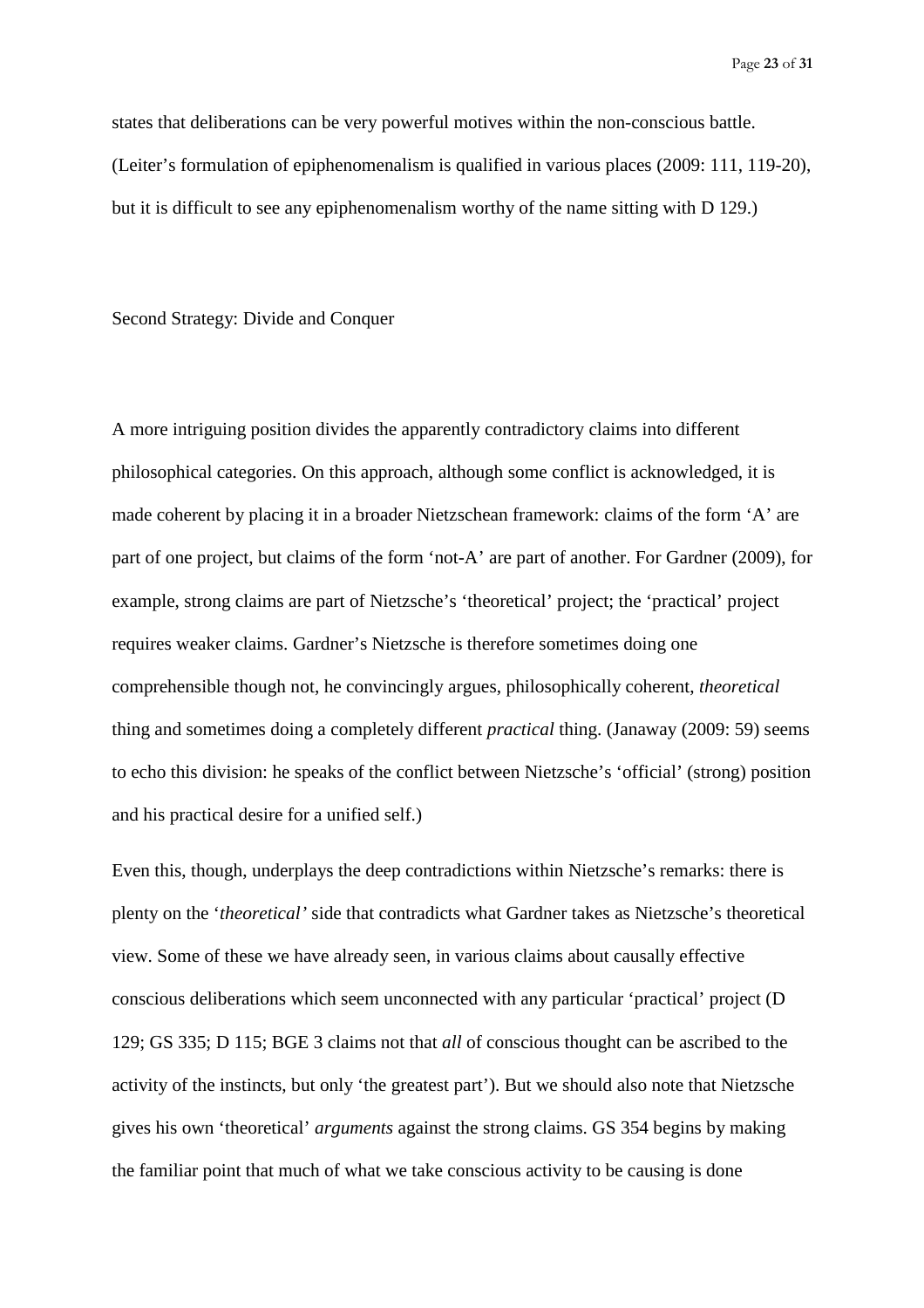states that deliberations can be very powerful motives within the non-conscious battle. (Leiter's formulation of epiphenomenalism is qualified in various places (2009: 111, 119-20), but it is difficult to see any epiphenomenalism worthy of the name sitting with D 129.)

## Second Strategy: Divide and Conquer

A more intriguing position divides the apparently contradictory claims into different philosophical categories. On this approach, although some conflict is acknowledged, it is made coherent by placing it in a broader Nietzschean framework: claims of the form 'A' are part of one project, but claims of the form 'not-A' are part of another. For Gardner (2009), for example, strong claims are part of Nietzsche's 'theoretical' project; the 'practical' project requires weaker claims. Gardner's Nietzsche is therefore sometimes doing one comprehensible though not, he convincingly argues, philosophically coherent, *theoretical* thing and sometimes doing a completely different *practical* thing. (Janaway (2009: 59) seems to echo this division: he speaks of the conflict between Nietzsche's 'official' (strong) position and his practical desire for a unified self.)

Even this, though, underplays the deep contradictions within Nietzsche's remarks: there is plenty on the '*theoretical'* side that contradicts what Gardner takes as Nietzsche's theoretical view. Some of these we have already seen, in various claims about causally effective conscious deliberations which seem unconnected with any particular 'practical' project (D 129; GS 335; D 115; BGE 3 claims not that *all* of conscious thought can be ascribed to the activity of the instincts, but only 'the greatest part'). But we should also note that Nietzsche gives his own 'theoretical' *arguments* against the strong claims. GS 354 begins by making the familiar point that much of what we take conscious activity to be causing is done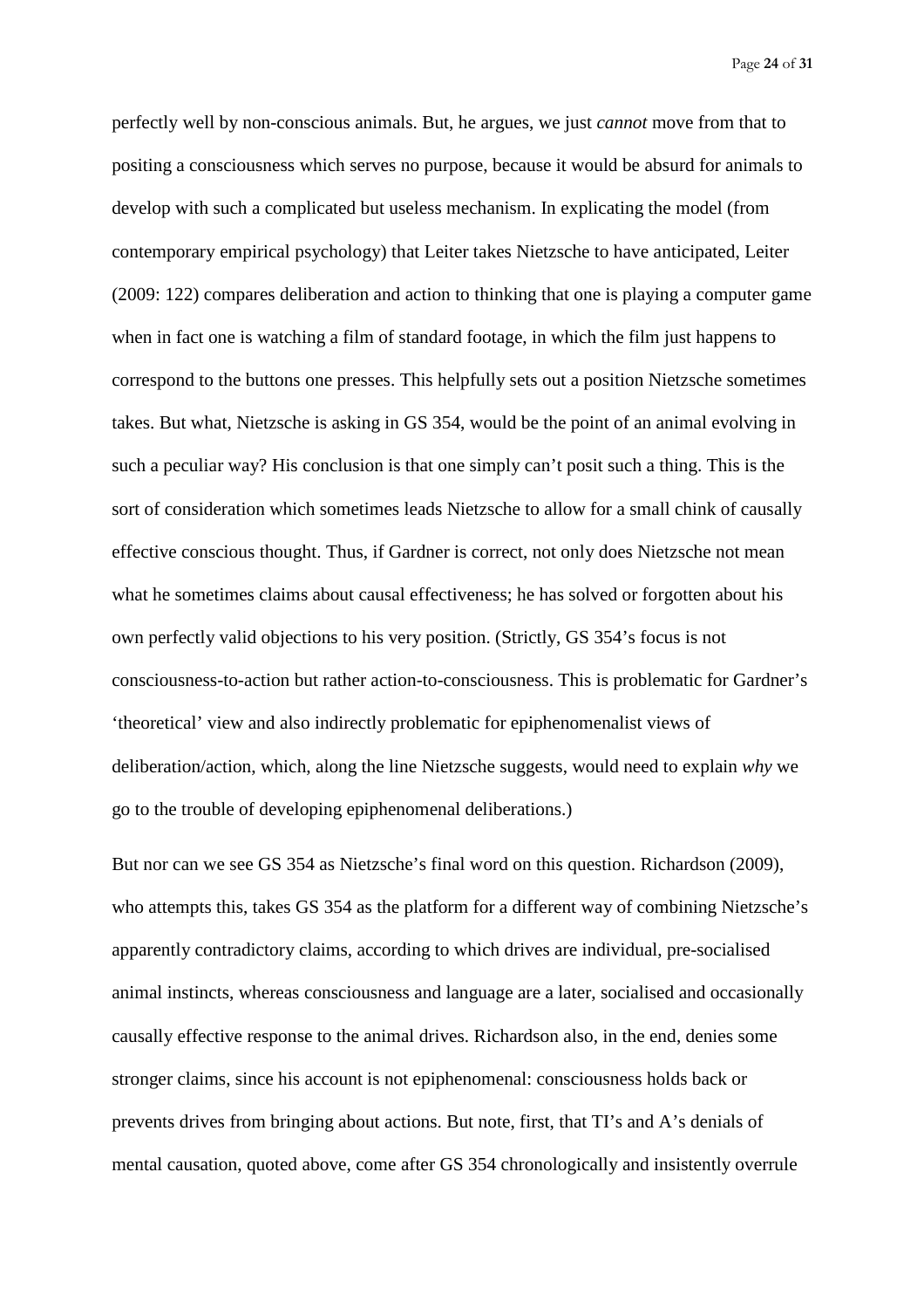perfectly well by non-conscious animals. But, he argues, we just *cannot* move from that to positing a consciousness which serves no purpose, because it would be absurd for animals to develop with such a complicated but useless mechanism. In explicating the model (from contemporary empirical psychology) that Leiter takes Nietzsche to have anticipated, Leiter (2009: 122) compares deliberation and action to thinking that one is playing a computer game when in fact one is watching a film of standard footage, in which the film just happens to correspond to the buttons one presses. This helpfully sets out a position Nietzsche sometimes takes. But what, Nietzsche is asking in GS 354, would be the point of an animal evolving in such a peculiar way? His conclusion is that one simply can't posit such a thing. This is the sort of consideration which sometimes leads Nietzsche to allow for a small chink of causally effective conscious thought. Thus, if Gardner is correct, not only does Nietzsche not mean what he sometimes claims about causal effectiveness; he has solved or forgotten about his own perfectly valid objections to his very position. (Strictly, GS 354's focus is not consciousness-to-action but rather action-to-consciousness. This is problematic for Gardner's 'theoretical' view and also indirectly problematic for epiphenomenalist views of deliberation/action, which, along the line Nietzsche suggests, would need to explain *why* we go to the trouble of developing epiphenomenal deliberations.)

But nor can we see GS 354 as Nietzsche's final word on this question. Richardson (2009), who attempts this, takes GS 354 as the platform for a different way of combining Nietzsche's apparently contradictory claims, according to which drives are individual, pre-socialised animal instincts, whereas consciousness and language are a later, socialised and occasionally causally effective response to the animal drives. Richardson also, in the end, denies some stronger claims, since his account is not epiphenomenal: consciousness holds back or prevents drives from bringing about actions. But note, first, that TI's and A's denials of mental causation, quoted above, come after GS 354 chronologically and insistently overrule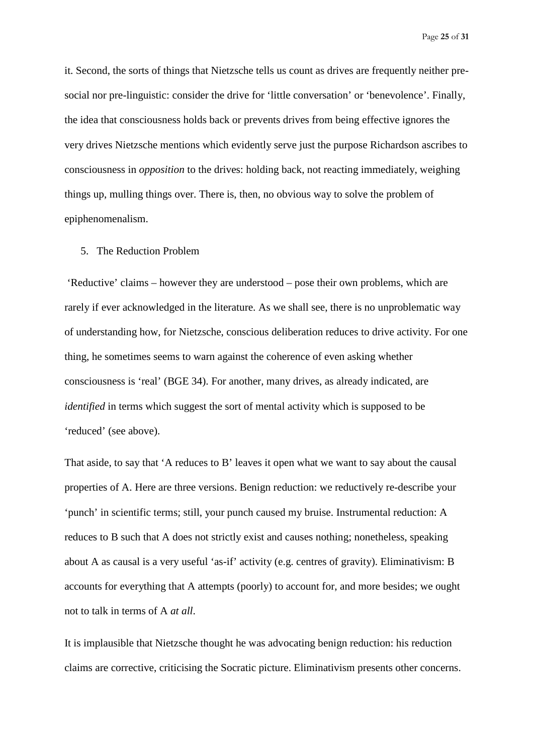it. Second, the sorts of things that Nietzsche tells us count as drives are frequently neither pre-social nor pre-linguistic: consider the drive for 'little conversation' or 'benevolence'. Finally, the idea that consciousness holds back or prevents drives from being effective ignores the very drives Nietzsche mentions which evidently serve just the purpose Richardson ascribes to consciousness in *opposition* to the drives: holding back, not reacting immediately, weighing things up, mulling things over. There is, then, no obvious way to solve the problem of epiphenomenalism.

## 5. The Reduction Problem

'Reductive' claims – however they are understood – pose their own problems, which are rarely if ever acknowledged in the literature. As we shall see, there is no unproblematic way of understanding how, for Nietzsche, conscious deliberation reduces to drive activity. For one thing, he sometimes seems to warn against the coherence of even asking whether consciousness is 'real' (BGE 34). For another, many drives, as already indicated, are *identified* in terms which suggest the sort of mental activity which is supposed to be 'reduced' (see above).

That aside, to say that 'A reduces to B' leaves it open what we want to say about the causal properties of A. Here are three versions. Benign reduction: we reductively re-describe your 'punch' in scientific terms; still, your punch caused my bruise. Instrumental reduction: A reduces to B such that A does not strictly exist and causes nothing; nonetheless, speaking about A as causal is a very useful 'as-if' activity (e.g. centres of gravity). Eliminativism: B accounts for everything that A attempts (poorly) to account for, and more besides; we ought not to talk in terms of A *at all*.

It is implausible that Nietzsche thought he was advocating benign reduction: his reduction claims are corrective, criticising the Socratic picture. Eliminativism presents other concerns.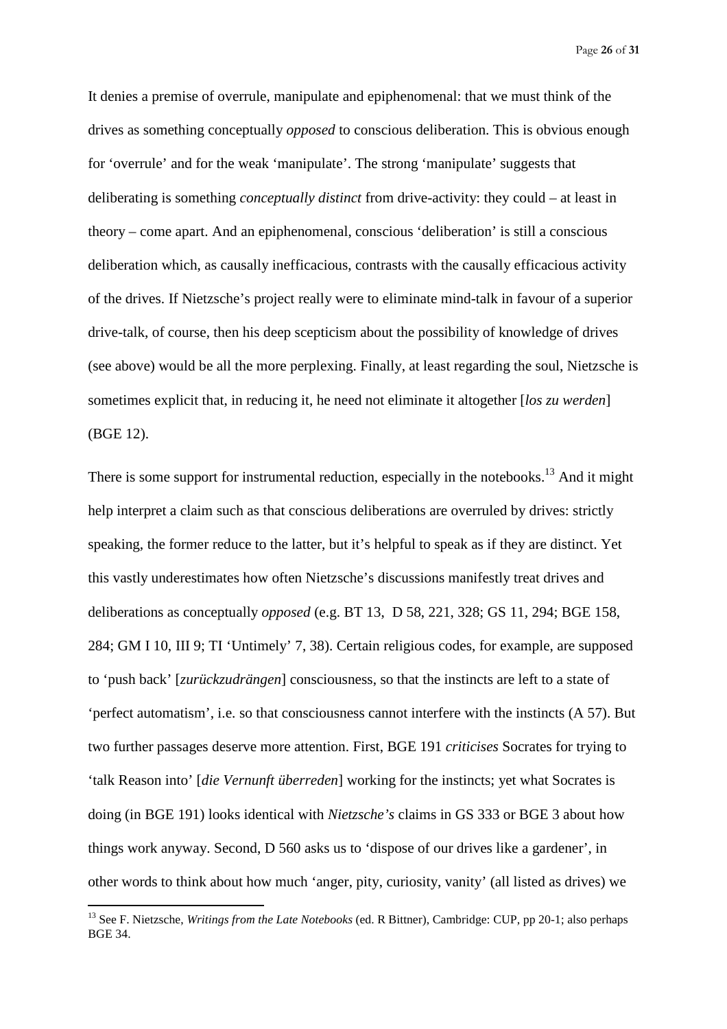It denies a premise of overrule, manipulate and epiphenomenal: that we must think of the drives as something conceptually *opposed* to conscious deliberation. This is obvious enough for 'overrule' and for the weak 'manipulate'. The strong 'manipulate' suggests that deliberating is something *conceptually distinct* from drive-activity: they could – at least in theory – come apart. And an epiphenomenal, conscious 'deliberation' is still a conscious deliberation which, as causally inefficacious, contrasts with the causally efficacious activity of the drives. If Nietzsche's project really were to eliminate mind-talk in favour of a superior drive-talk, of course, then his deep scepticism about the possibility of knowledge of drives (see above) would be all the more perplexing. Finally, at least regarding the soul, Nietzsche is sometimes explicit that, in reducing it, he need not eliminate it altogether [*los zu werden*] (BGE 12).

There is some support for instrumental reduction, especially in the notebooks.[13] And it might help interpret a claim such as that conscious deliberations are overruled by drives: strictly speaking, the former reduce to the latter, but it's helpful to speak as if they are distinct. Yet this vastly underestimates how often Nietzsche's discussions manifestly treat drives and deliberations as conceptually *opposed* (e.g. BT 13, D 58, 221, 328; GS 11, 294; BGE 158, 284; GM I 10, III 9; TI 'Untimely' 7, 38). Certain religious codes, for example, are supposed to 'push back' [*zurückzudrängen*] consciousness, so that the instincts are left to a state of 'perfect automatism', i.e. so that consciousness cannot interfere with the instincts (A 57). But two further passages deserve more attention. First, BGE 191 *criticises* Socrates for trying to 'talk Reason into' [*die Vernunft überreden*] working for the instincts; yet what Socrates is doing (in BGE 191) looks identical with *Nietzsche's* claims in GS 333 or BGE 3 about how things work anyway. Second, D 560 asks us to 'dispose of our drives like a gardener', in other words to think about how much 'anger, pity, curiosity, vanity' (all listed as drives) we

[13] See F. Nietzsche, *Writings from the Late Notebooks* (ed. R Bittner), Cambridge: CUP, pp 20-1; also perhaps BGE 34.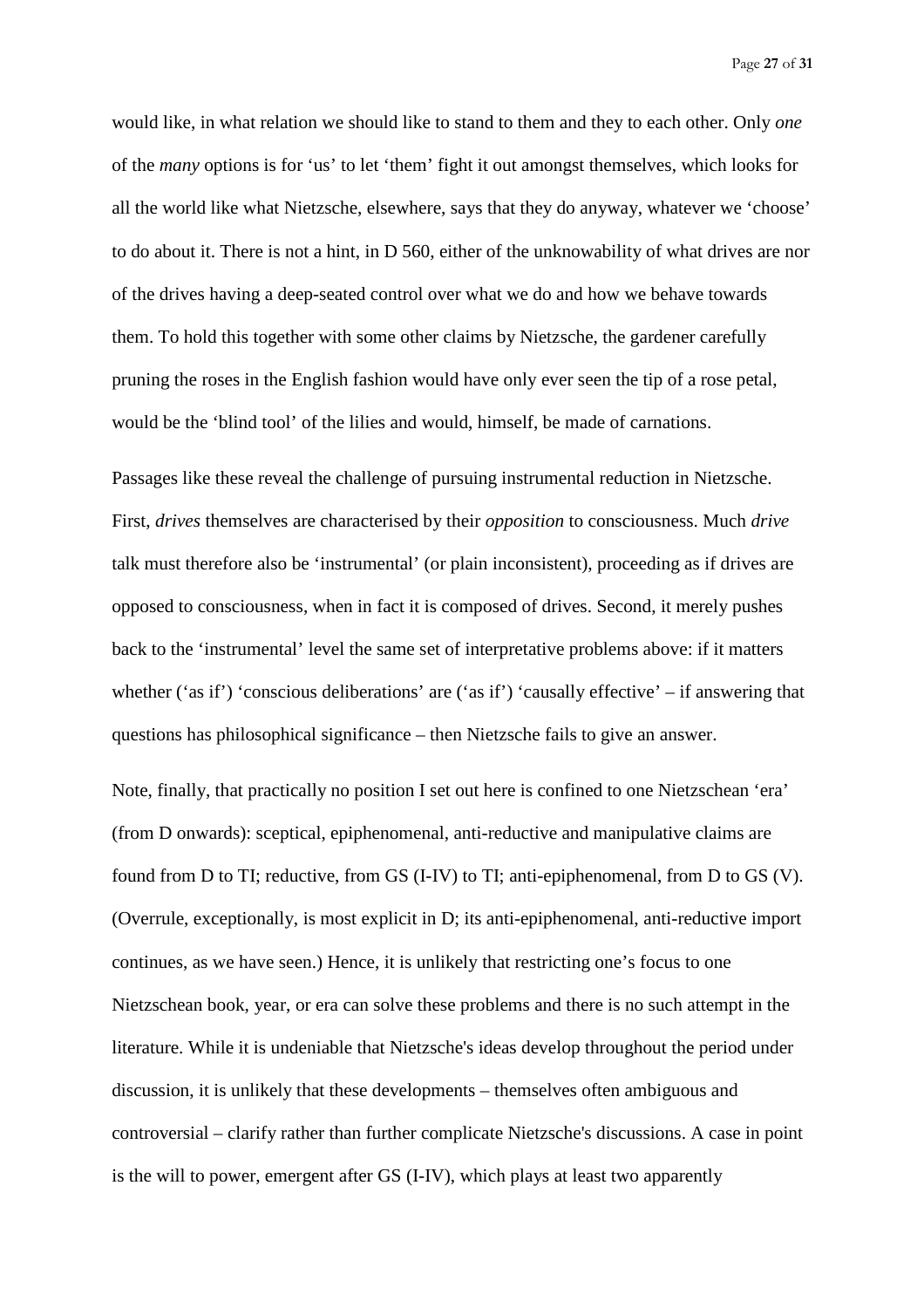would like, in what relation we should like to stand to them and they to each other. Only *one* of the *many* options is for 'us' to let 'them' fight it out amongst themselves, which looks for all the world like what Nietzsche, elsewhere, says that they do anyway, whatever we 'choose' to do about it. There is not a hint, in D 560, either of the unknowability of what drives are nor of the drives having a deep-seated control over what we do and how we behave towards them. To hold this together with some other claims by Nietzsche, the gardener carefully pruning the roses in the English fashion would have only ever seen the tip of a rose petal, would be the 'blind tool' of the lilies and would, himself, be made of carnations.

Passages like these reveal the challenge of pursuing instrumental reduction in Nietzsche. First, *drives* themselves are characterised by their *opposition* to consciousness. Much *drive* talk must therefore also be 'instrumental' (or plain inconsistent), proceeding as if drives are opposed to consciousness, when in fact it is composed of drives. Second, it merely pushes back to the 'instrumental' level the same set of interpretative problems above: if it matters whether ('as if') 'conscious deliberations' are ('as if') 'causally effective' – if answering that questions has philosophical significance – then Nietzsche fails to give an answer.

Note, finally, that practically no position I set out here is confined to one Nietzschean 'era' (from D onwards): sceptical, epiphenomenal, anti-reductive and manipulative claims are found from D to TI; reductive, from GS (I-IV) to TI; anti-epiphenomenal, from D to GS (V). (Overrule, exceptionally, is most explicit in D; its anti-epiphenomenal, anti-reductive import continues, as we have seen.) Hence, it is unlikely that restricting one's focus to one Nietzschean book, year, or era can solve these problems and there is no such attempt in the literature. While it is undeniable that Nietzsche's ideas develop throughout the period under discussion, it is unlikely that these developments – themselves often ambiguous and controversial – clarify rather than further complicate Nietzsche's discussions. A case in point is the will to power, emergent after GS (I-IV), which plays at least two apparently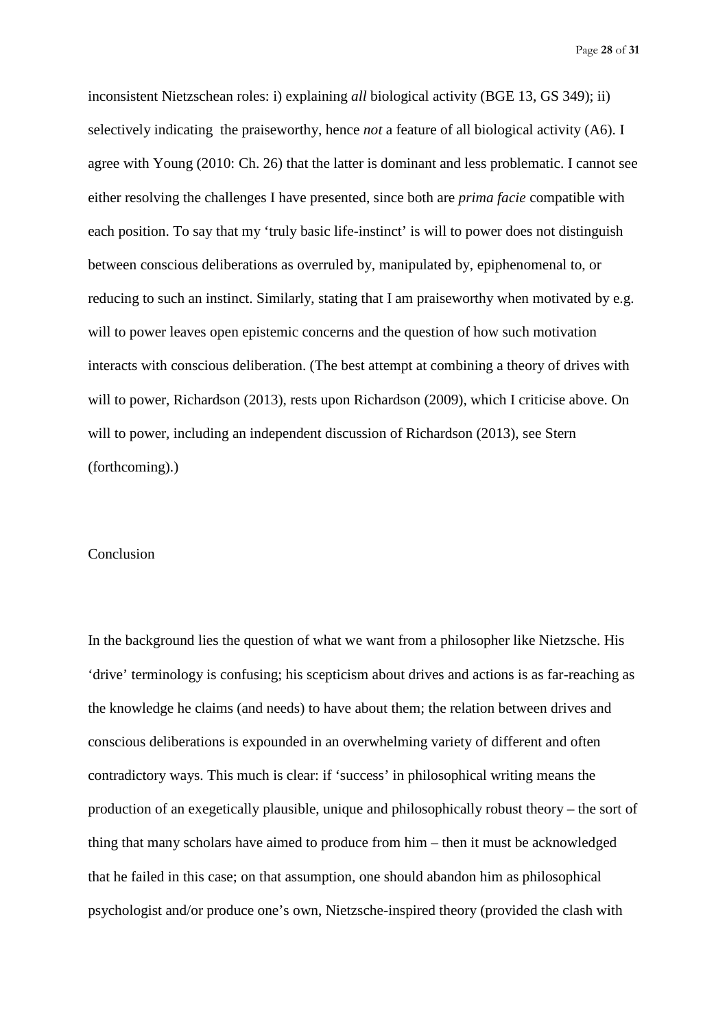inconsistent Nietzschean roles: i) explaining *all* biological activity (BGE 13, GS 349); ii) selectively indicating the praiseworthy, hence *not* a feature of all biological activity (A6). I agree with Young (2010: Ch. 26) that the latter is dominant and less problematic. I cannot see either resolving the challenges I have presented, since both are *prima facie* compatible with each position. To say that my 'truly basic life-instinct' is will to power does not distinguish between conscious deliberations as overruled by, manipulated by, epiphenomenal to, or reducing to such an instinct. Similarly, stating that I am praiseworthy when motivated by e.g. will to power leaves open epistemic concerns and the question of how such motivation interacts with conscious deliberation. (The best attempt at combining a theory of drives with will to power, Richardson (2013), rests upon Richardson (2009), which I criticise above. On will to power, including an independent discussion of Richardson (2013), see Stern (forthcoming).)

## Conclusion

In the background lies the question of what we want from a philosopher like Nietzsche. His 'drive' terminology is confusing; his scepticism about drives and actions is as far-reaching as the knowledge he claims (and needs) to have about them; the relation between drives and conscious deliberations is expounded in an overwhelming variety of different and often contradictory ways. This much is clear: if 'success' in philosophical writing means the production of an exegetically plausible, unique and philosophically robust theory – the sort of thing that many scholars have aimed to produce from him – then it must be acknowledged that he failed in this case; on that assumption, one should abandon him as philosophical psychologist and/or produce one's own, Nietzsche-inspired theory (provided the clash with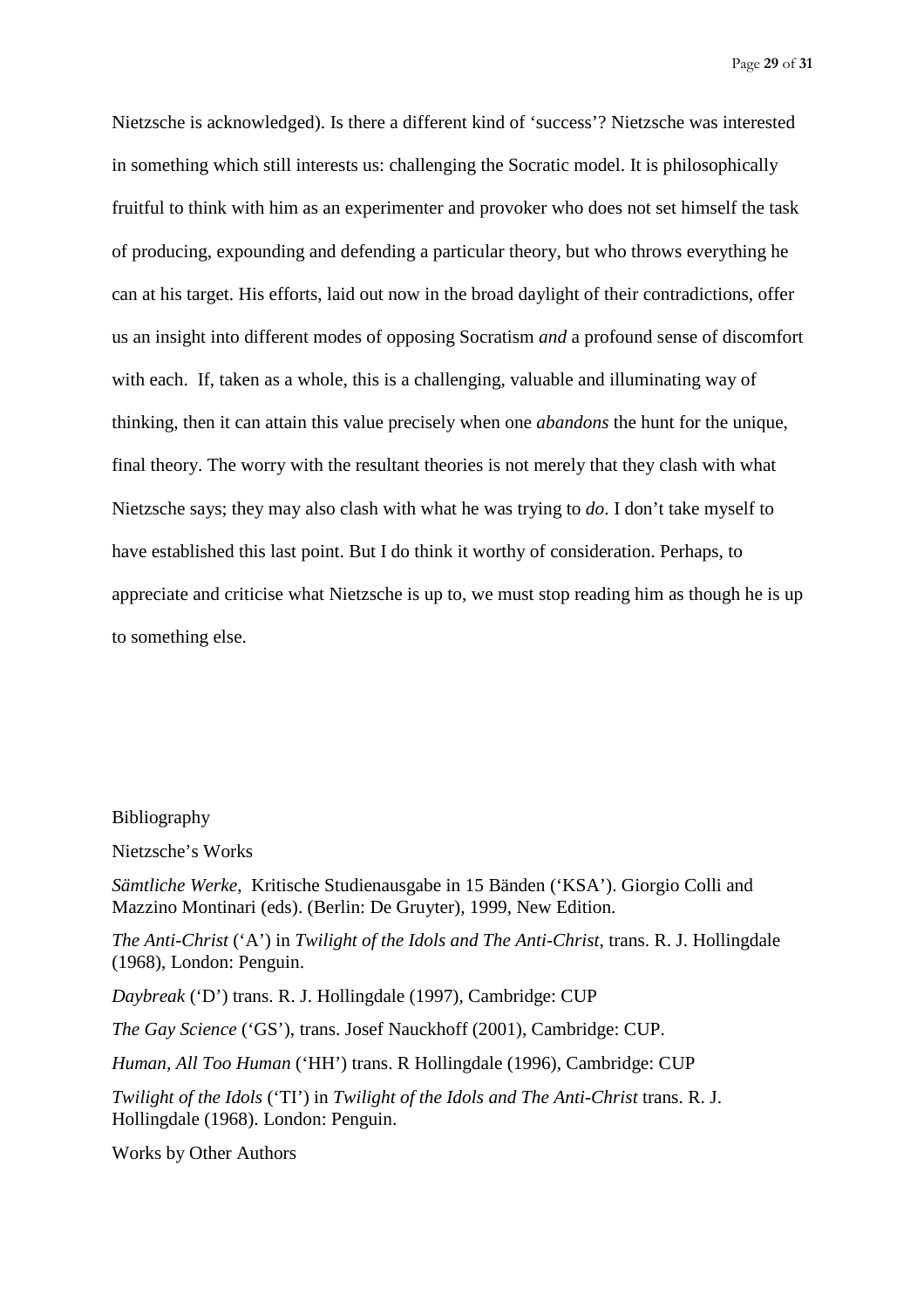Nietzsche is acknowledged). Is there a different kind of 'success'? Nietzsche was interested in something which still interests us: challenging the Socratic model. It is philosophically fruitful to think with him as an experimenter and provoker who does not set himself the task of producing, expounding and defending a particular theory, but who throws everything he can at his target. His efforts, laid out now in the broad daylight of their contradictions, offer us an insight into different modes of opposing Socratism *and* a profound sense of discomfort with each. If, taken as a whole, this is a challenging, valuable and illuminating way of thinking, then it can attain this value precisely when one *abandons* the hunt for the unique, final theory. The worry with the resultant theories is not merely that they clash with what Nietzsche says; they may also clash with what he was trying to *do*. I don't take myself to have established this last point. But I do think it worthy of consideration. Perhaps, to appreciate and criticise what Nietzsche is up to, we must stop reading him as though he is up to something else.

## Bibliography

### Nietzsche's Works

*Sämtliche Werke*, Kritische Studienausgabe in 15 Bänden ('KSA'). Giorgio Colli and Mazzino Montinari (eds). (Berlin: De Gruyter), 1999, New Edition.

*The Anti-Christ* ('A') in *Twilight of the Idols and The Anti-Christ*, trans. R. J. Hollingdale (1968), London: Penguin.

*Daybreak* ('D') trans. R. J. Hollingdale (1997), Cambridge: CUP

*The Gay Science* ('GS'), trans. Josef Nauckhoff (2001), Cambridge: CUP.

*Human, All Too Human* ('HH') trans. R Hollingdale (1996), Cambridge: CUP

*Twilight of the Idols* ('TI') in *Twilight of the Idols and The Anti-Christ* trans. R. J. Hollingdale (1968). London: Penguin.

### Works by Other Authors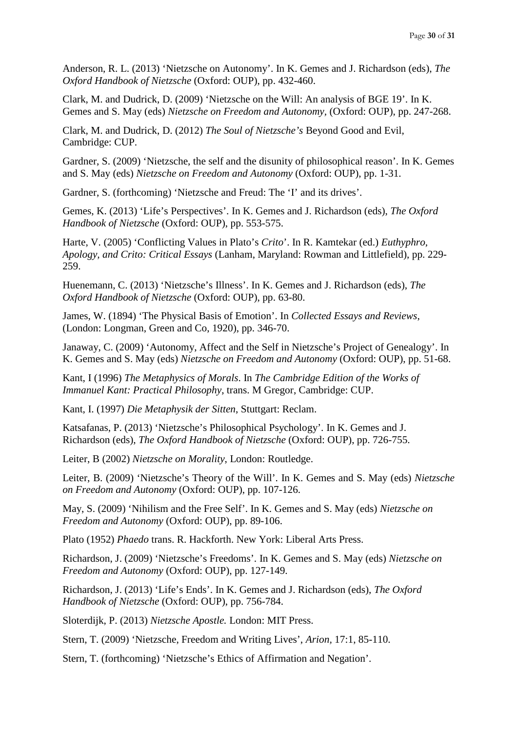Anderson, R. L. (2013) 'Nietzsche on Autonomy'. In K. Gemes and J. Richardson (eds), *The Oxford Handbook of Nietzsche* (Oxford: OUP), pp. 432-460.

Clark, M. and Dudrick, D. (2009) 'Nietzsche on the Will: An analysis of BGE 19'. In K. Gemes and S. May (eds) *Nietzsche on Freedom and Autonomy*, (Oxford: OUP), pp. 247-268.

Clark, M. and Dudrick, D. (2012) *The Soul of Nietzsche's* Beyond Good and Evil, Cambridge: CUP.

Gardner, S. (2009) 'Nietzsche, the self and the disunity of philosophical reason'. In K. Gemes and S. May (eds) *Nietzsche on Freedom and Autonomy* (Oxford: OUP), pp. 1-31.

Gardner, S. (forthcoming) 'Nietzsche and Freud: The 'I' and its drives'.

Gemes, K. (2013) 'Life's Perspectives'. In K. Gemes and J. Richardson (eds), *The Oxford Handbook of Nietzsche* (Oxford: OUP), pp. 553-575.

Harte, V. (2005) 'Conflicting Values in Plato's *Crito*'. In R. Kamtekar (ed.) *Euthyphro, Apology, and Crito: Critical Essays* (Lanham, Maryland: Rowman and Littlefield), pp. 229-259.

Huenemann, C. (2013) 'Nietzsche's Illness'. In K. Gemes and J. Richardson (eds), *The Oxford Handbook of Nietzsche* (Oxford: OUP), pp. 63-80.

James, W. (1894) 'The Physical Basis of Emotion'. In *Collected Essays and Reviews*, (London: Longman, Green and Co, 1920), pp. 346-70.

Janaway, C. (2009) 'Autonomy, Affect and the Self in Nietzsche's Project of Genealogy'. In K. Gemes and S. May (eds) *Nietzsche on Freedom and Autonomy* (Oxford: OUP), pp. 51-68.

Kant, I (1996) *The Metaphysics of Morals*. In *The Cambridge Edition of the Works of Immanuel Kant: Practical Philosophy*, trans. M Gregor, Cambridge: CUP.

Kant, I. (1997) *Die Metaphysik der Sitten*, Stuttgart: Reclam.

Katsafanas, P. (2013) 'Nietzsche's Philosophical Psychology'. In K. Gemes and J. Richardson (eds), *The Oxford Handbook of Nietzsche* (Oxford: OUP), pp. 726-755.

Leiter, B (2002) *Nietzsche on Morality*, London: Routledge.

Leiter, B. (2009) 'Nietzsche's Theory of the Will'. In K. Gemes and S. May (eds) *Nietzsche on Freedom and Autonomy* (Oxford: OUP), pp. 107-126.

May, S. (2009) 'Nihilism and the Free Self'. In K. Gemes and S. May (eds) *Nietzsche on Freedom and Autonomy* (Oxford: OUP), pp. 89-106.

Plato (1952) *Phaedo* trans. R. Hackforth. New York: Liberal Arts Press.

Richardson, J. (2009) 'Nietzsche's Freedoms'. In K. Gemes and S. May (eds) *Nietzsche on Freedom and Autonomy* (Oxford: OUP), pp. 127-149.

Richardson, J. (2013) 'Life's Ends'. In K. Gemes and J. Richardson (eds), *The Oxford Handbook of Nietzsche* (Oxford: OUP), pp. 756-784.

Sloterdijk, P. (2013) *Nietzsche Apostle.* London: MIT Press.

Stern, T. (2009) 'Nietzsche, Freedom and Writing Lives', *Arion*, 17:1, 85-110.

Stern, T. (forthcoming) 'Nietzsche's Ethics of Affirmation and Negation'.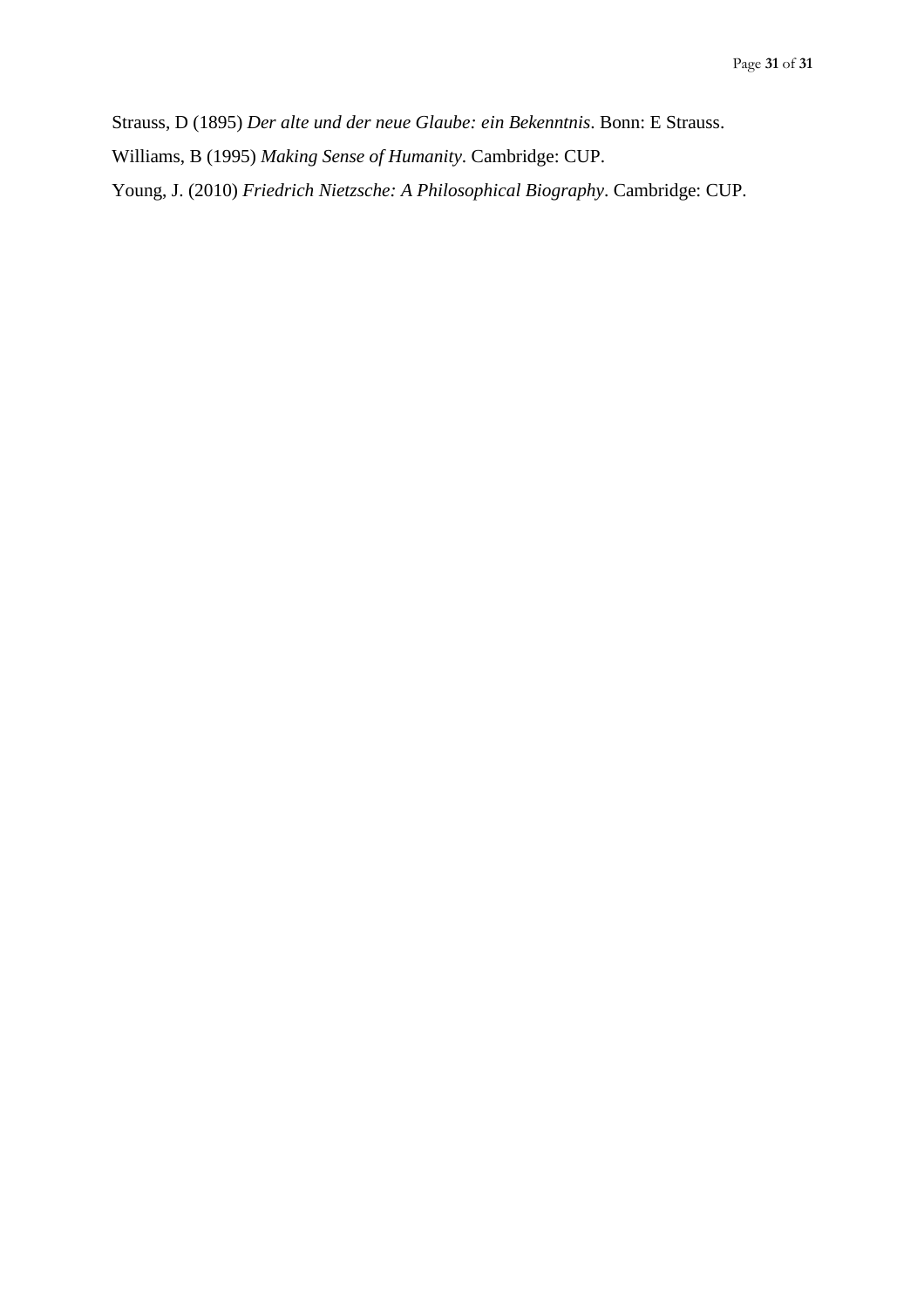Strauss, D (1895) *Der alte und der neue Glaube: ein Bekenntnis*. Bonn: E Strauss.

Williams, B (1995) *Making Sense of Humanity*. Cambridge: CUP.

Young, J. (2010) *Friedrich Nietzsche: A Philosophical Biography*. Cambridge: CUP.